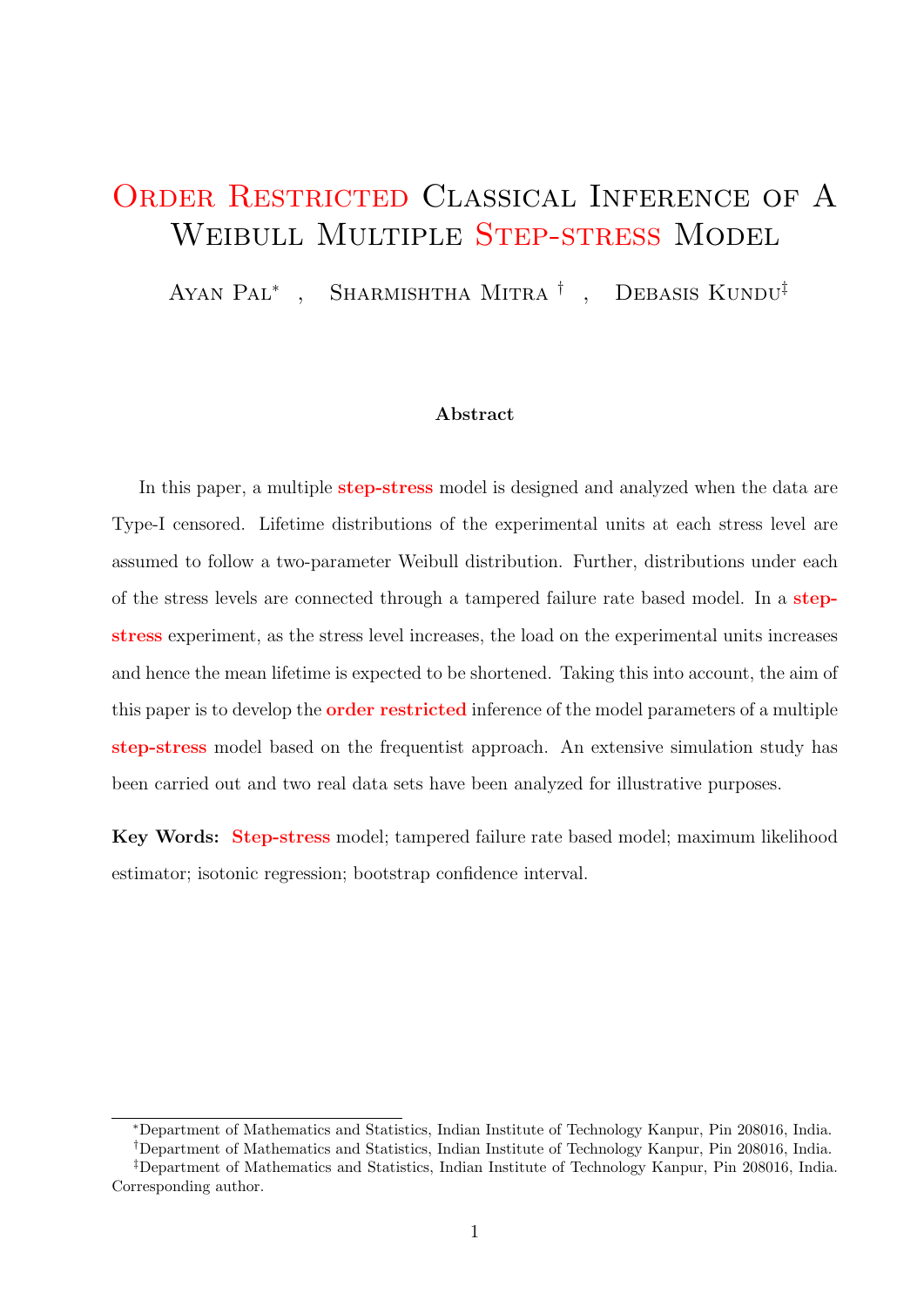# Order Restricted Classical Inference of A Weibull Multiple Step-stress Model

Ayan Pal[*] , Sharmishtha Mitra [†] , Debasis Kundu[‡]

**Abstract**

In this paper, a multiple step-stress model is designed and analyzed when the data are Type-I censored. Lifetime distributions of the experimental units at each stress level are assumed to follow a two-parameter Weibull distribution. Further, distributions under each of the stress levels are connected through a tampered failure rate based model. In a step-stress experiment, as the stress level increases, the load on the experimental units increases and hence the mean lifetime is expected to be shortened. Taking this into account, the aim of this paper is to develop the order restricted inference of the model parameters of a multiple step-stress model based on the frequentist approach. An extensive simulation study has been carried out and two real data sets have been analyzed for illustrative purposes.

**Key Words:** Step-stress model; tampered failure rate based model; maximum likelihood estimator; isotonic regression; bootstrap confidence interval.

---

[*] Department of Mathematics and Statistics, Indian Institute of Technology Kanpur, Pin 208016, India.

[†] Department of Mathematics and Statistics, Indian Institute of Technology Kanpur, Pin 208016, India.

[‡] Department of Mathematics and Statistics, Indian Institute of Technology Kanpur, Pin 208016, India. Corresponding author.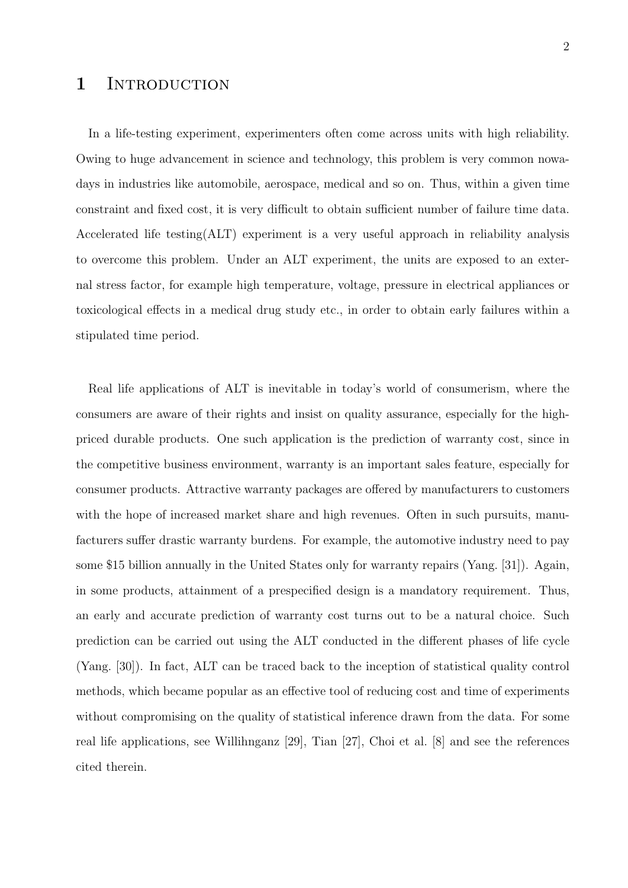# 1 Introduction

In a life-testing experiment, experimenters often come across units with high reliability. Owing to huge advancement in science and technology, this problem is very common nowadays in industries like automobile, aerospace, medical and so on. Thus, within a given time constraint and fixed cost, it is very difficult to obtain sufficient number of failure time data. Accelerated life testing(ALT) experiment is a very useful approach in reliability analysis to overcome this problem. Under an ALT experiment, the units are exposed to an external stress factor, for example high temperature, voltage, pressure in electrical appliances or toxicological effects in a medical drug study etc., in order to obtain early failures within a stipulated time period.

Real life applications of ALT is inevitable in today's world of consumerism, where the consumers are aware of their rights and insist on quality assurance, especially for the high-priced durable products. One such application is the prediction of warranty cost, since in the competitive business environment, warranty is an important sales feature, especially for consumer products. Attractive warranty packages are offered by manufacturers to customers with the hope of increased market share and high revenues. Often in such pursuits, manufacturers suffer drastic warranty burdens. For example, the automotive industry need to pay some $15 billion annually in the United States only for warranty repairs (Yang. [31]). Again, in some products, attainment of a prespecified design is a mandatory requirement. Thus, an early and accurate prediction of warranty cost turns out to be a natural choice. Such prediction can be carried out using the ALT conducted in the different phases of life cycle (Yang. [30]). In fact, ALT can be traced back to the inception of statistical quality control methods, which became popular as an effective tool of reducing cost and time of experiments without compromising on the quality of statistical inference drawn from the data. For some real life applications, see Willihnganz [29], Tian [27], Choi et al. [8] and see the references cited therein.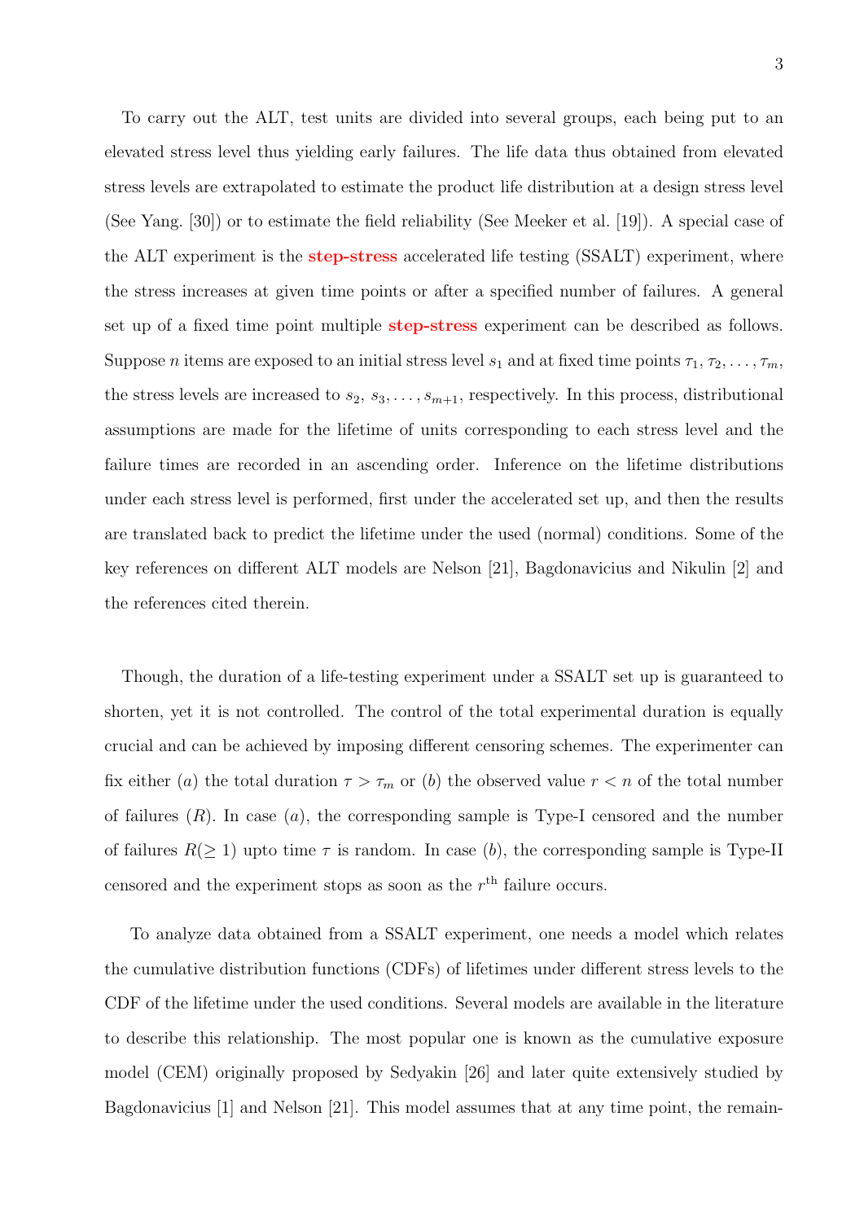To carry out the ALT, test units are divided into several groups, each being put to an elevated stress level thus yielding early failures. The life data thus obtained from elevated stress levels are extrapolated to estimate the product life distribution at a design stress level (See Yang. [30]) or to estimate the field reliability (See Meeker et al. [19]). A special case of the ALT experiment is the **step-stress** accelerated life testing (SSALT) experiment, where the stress increases at given time points or after a specified number of failures. A general set up of a fixed time point multiple **step-stress** experiment can be described as follows. Suppose $n$ items are exposed to an initial stress level $s_1$ and at fixed time points $\tau_1, \tau_2, \ldots, \tau_m$, the stress levels are increased to $s_2,\ s_3, \ldots, s_{m+1}$, respectively. In this process, distributional assumptions are made for the lifetime of units corresponding to each stress level and the failure times are recorded in an ascending order. Inference on the lifetime distributions under each stress level is performed, first under the accelerated set up, and then the results are translated back to predict the lifetime under the used (normal) conditions. Some of the key references on different ALT models are Nelson [21], Bagdonavicius and Nikulin [2] and the references cited therein.

Though, the duration of a life-testing experiment under a SSALT set up is guaranteed to shorten, yet it is not controlled. The control of the total experimental duration is equally crucial and can be achieved by imposing different censoring schemes. The experimenter can fix either $(a)$ the total duration $\tau > \tau_m$ or $(b)$ the observed value $r < n$ of the total number of failures $(R)$. In case $(a)$, the corresponding sample is Type-I censored and the number of failures $R(\geq 1)$ upto time $\tau$ is random. In case $(b)$, the corresponding sample is Type-II censored and the experiment stops as soon as the $r^{\text{th}}$ failure occurs.

To analyze data obtained from a SSALT experiment, one needs a model which relates the cumulative distribution functions (CDFs) of lifetimes under different stress levels to the CDF of the lifetime under the used conditions. Several models are available in the literature to describe this relationship. The most popular one is known as the cumulative exposure model (CEM) originally proposed by Sedyakin [26] and later quite extensively studied by Bagdonavicius [1] and Nelson [21]. This model assumes that at any time point, the remain-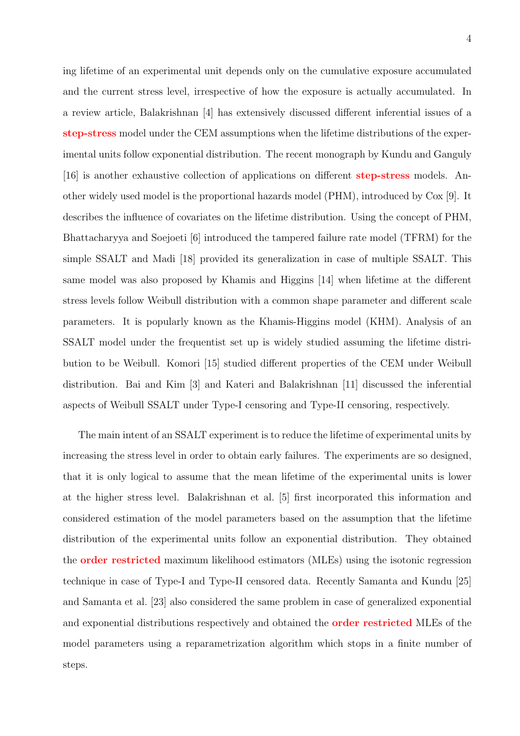ing lifetime of an experimental unit depends only on the cumulative exposure accumulated and the current stress level, irrespective of how the exposure is actually accumulated. In a review article, Balakrishnan [4] has extensively discussed different inferential issues of a **step-stress** model under the CEM assumptions when the lifetime distributions of the experimental units follow exponential distribution. The recent monograph by Kundu and Ganguly [16] is another exhaustive collection of applications on different **step-stress** models. Another widely used model is the proportional hazards model (PHM), introduced by Cox [9]. It describes the influence of covariates on the lifetime distribution. Using the concept of PHM, Bhattacharyya and Soejoeti [6] introduced the tampered failure rate model (TFRM) for the simple SSALT and Madi [18] provided its generalization in case of multiple SSALT. This same model was also proposed by Khamis and Higgins [14] when lifetime at the different stress levels follow Weibull distribution with a common shape parameter and different scale parameters. It is popularly known as the Khamis-Higgins model (KHM). Analysis of an SSALT model under the frequentist set up is widely studied assuming the lifetime distribution to be Weibull. Komori [15] studied different properties of the CEM under Weibull distribution. Bai and Kim [3] and Kateri and Balakrishnan [11] discussed the inferential aspects of Weibull SSALT under Type-I censoring and Type-II censoring, respectively.

The main intent of an SSALT experiment is to reduce the lifetime of experimental units by increasing the stress level in order to obtain early failures. The experiments are so designed, that it is only logical to assume that the mean lifetime of the experimental units is lower at the higher stress level. Balakrishnan et al. [5] first incorporated this information and considered estimation of the model parameters based on the assumption that the lifetime distribution of the experimental units follow an exponential distribution. They obtained the **order restricted** maximum likelihood estimators (MLEs) using the isotonic regression technique in case of Type-I and Type-II censored data. Recently Samanta and Kundu [25] and Samanta et al. [23] also considered the same problem in case of generalized exponential and exponential distributions respectively and obtained the **order restricted** MLEs of the model parameters using a reparametrization algorithm which stops in a finite number of steps.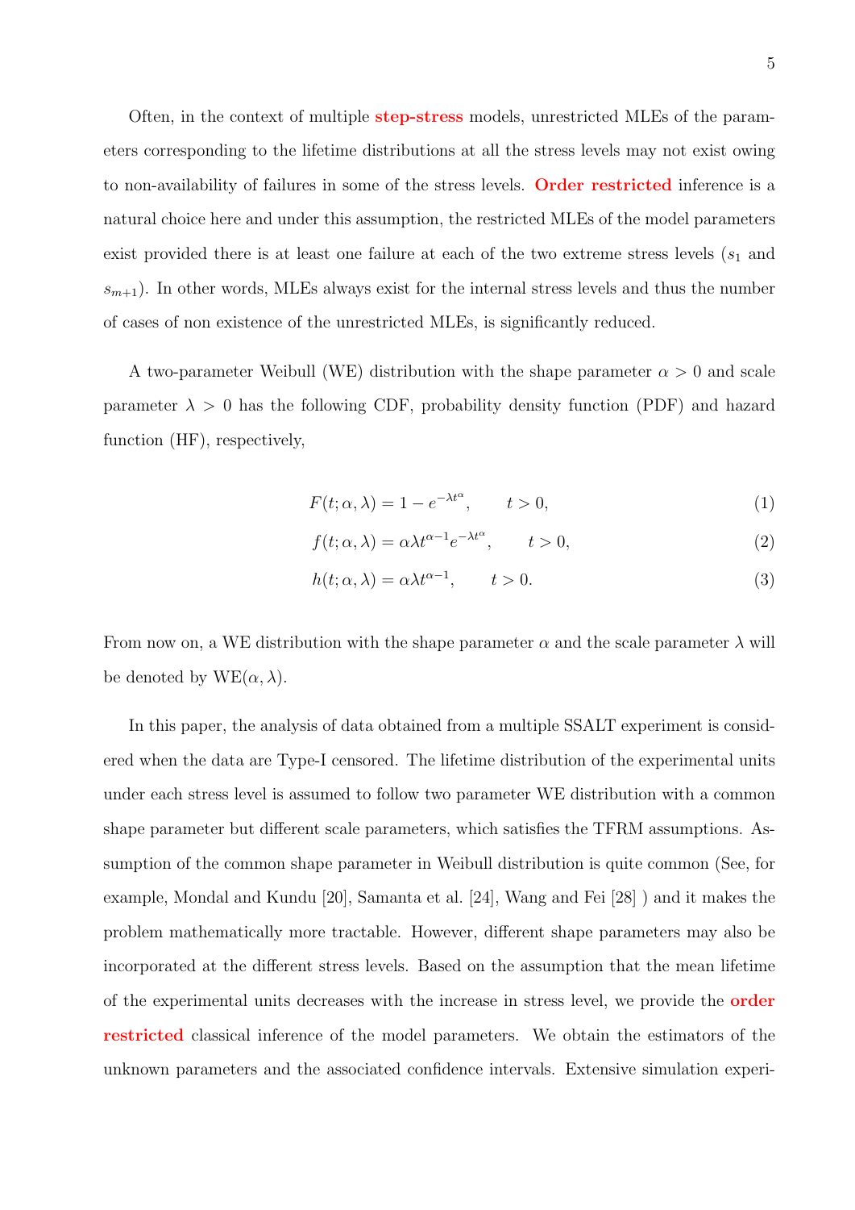Often, in the context of multiple **step-stress** models, unrestricted MLEs of the parameters corresponding to the lifetime distributions at all the stress levels may not exist owing to non-availability of failures in some of the stress levels. **Order restricted** inference is a natural choice here and under this assumption, the restricted MLEs of the model parameters exist provided there is at least one failure at each of the two extreme stress levels ($s_1$ and $s_{m+1}$). In other words, MLEs always exist for the internal stress levels and thus the number of cases of non existence of the unrestricted MLEs, is significantly reduced.

A two-parameter Weibull (WE) distribution with the shape parameter $\alpha > 0$ and scale parameter $\lambda > 0$ has the following CDF, probability density function (PDF) and hazard function (HF), respectively,

$$F(t; \alpha, \lambda) = 1 - e^{-\lambda t^{\alpha}}, \qquad t > 0, \tag{1}$$

$$f(t; \alpha, \lambda) = \alpha \lambda t^{\alpha - 1} e^{-\lambda t^{\alpha}}, \qquad t > 0, \tag{2}$$

$$h(t; \alpha, \lambda) = \alpha \lambda t^{\alpha - 1}, \qquad t > 0. \tag{3}$$

From now on, a WE distribution with the shape parameter $\alpha$ and the scale parameter $\lambda$ will be denoted by WE$(\alpha, \lambda)$.

In this paper, the analysis of data obtained from a multiple SSALT experiment is considered when the data are Type-I censored. The lifetime distribution of the experimental units under each stress level is assumed to follow two parameter WE distribution with a common shape parameter but different scale parameters, which satisfies the TFRM assumptions. Assumption of the common shape parameter in Weibull distribution is quite common (See, for example, Mondal and Kundu [20], Samanta et al. [24], Wang and Fei [28] ) and it makes the problem mathematically more tractable. However, different shape parameters may also be incorporated at the different stress levels. Based on the assumption that the mean lifetime of the experimental units decreases with the increase in stress level, we provide the **order restricted** classical inference of the model parameters. We obtain the estimators of the unknown parameters and the associated confidence intervals. Extensive simulation experi-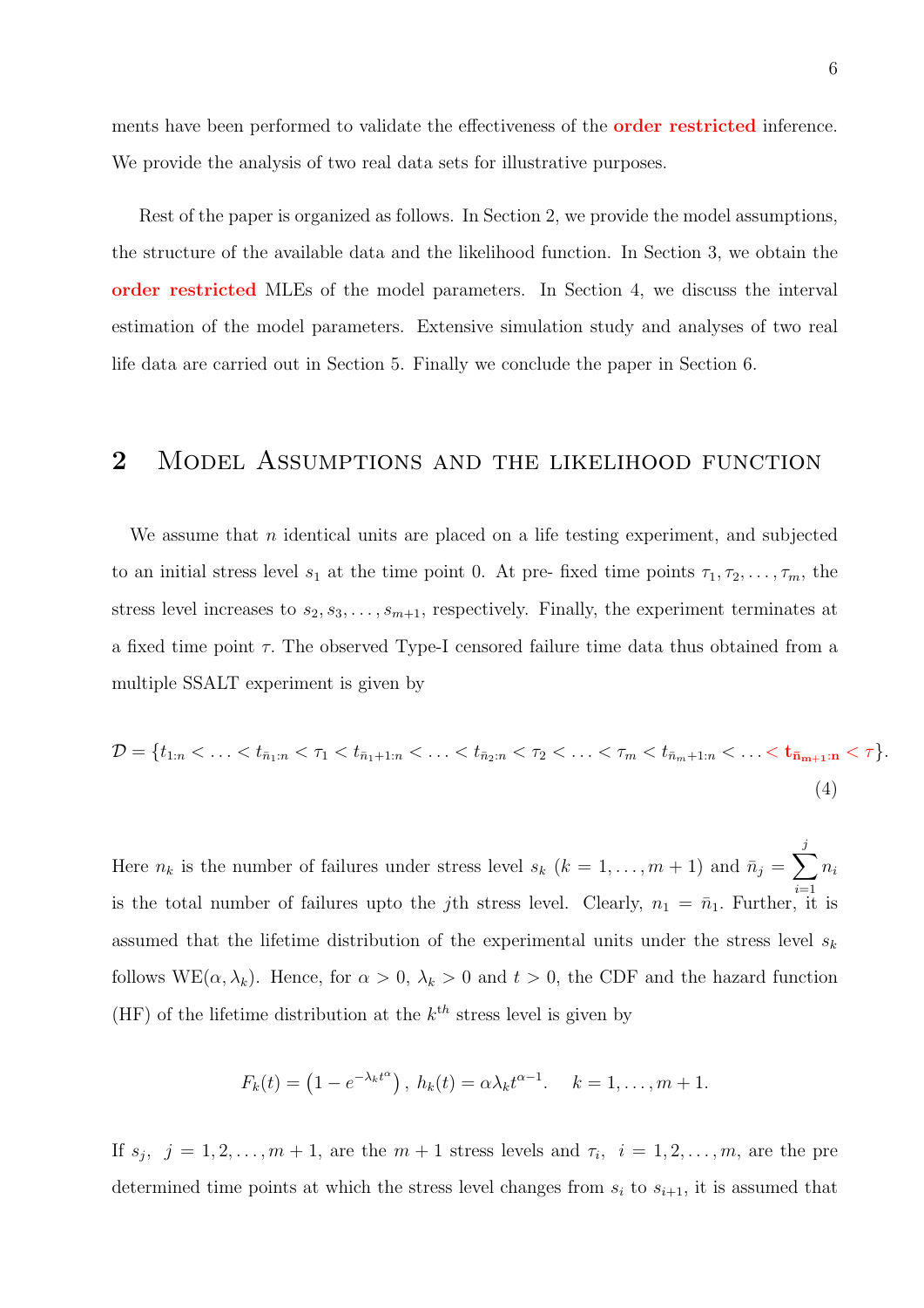ments have been performed to validate the effectiveness of the **order restricted** inference. We provide the analysis of two real data sets for illustrative purposes.

Rest of the paper is organized as follows. In Section 2, we provide the model assumptions, the structure of the available data and the likelihood function. In Section 3, we obtain the **order restricted** MLEs of the model parameters. In Section 4, we discuss the interval estimation of the model parameters. Extensive simulation study and analyses of two real life data are carried out in Section 5. Finally we conclude the paper in Section 6.

## 2 Model Assumptions and the likelihood function

We assume that $n$ identical units are placed on a life testing experiment, and subjected to an initial stress level $s_1$ at the time point 0. At pre- fixed time points $\tau_1, \tau_2, \ldots, \tau_m$, the stress level increases to $s_2, s_3, \ldots, s_{m+1}$, respectively. Finally, the experiment terminates at a fixed time point $\tau$. The observed Type-I censored failure time data thus obtained from a multiple SSALT experiment is given by

$$\mathcal{D} = \{t_{1:n} < \ldots < t_{\bar{n}_1:n} < \tau_1 < t_{\bar{n}_1+1:n} < \ldots < t_{\bar{n}_2:n} < \tau_2 < \ldots < \tau_m < t_{\bar{n}_m+1:n} < \ldots < \mathbf{t_{\bar{n}_{m+1}:n}} < \tau\}. \tag{4}$$

Here $n_k$ is the number of failures under stress level $s_k$ $(k = 1, \ldots, m+1)$ and $\bar{n}_j = \sum_{i=1}^{j} n_i$ is the total number of failures upto the $j$th stress level. Clearly, $n_1 = \bar{n}_1$. Further, it is assumed that the lifetime distribution of the experimental units under the stress level $s_k$ follows WE$(\alpha, \lambda_k)$. Hence, for $\alpha > 0$, $\lambda_k > 0$ and $t > 0$, the CDF and the hazard function (HF) of the lifetime distribution at the $k^{th}$ stress level is given by

$$F_k(t) = \left(1 - e^{-\lambda_k t^{\alpha}}\right), \; h_k(t) = \alpha \lambda_k t^{\alpha - 1}. \quad k = 1, \ldots, m+1.$$

If $s_j$, $j = 1, 2, \ldots, m+1$, are the $m+1$ stress levels and $\tau_i$, $i = 1, 2, \ldots, m$, are the pre determined time points at which the stress level changes from $s_i$ to $s_{i+1}$, it is assumed that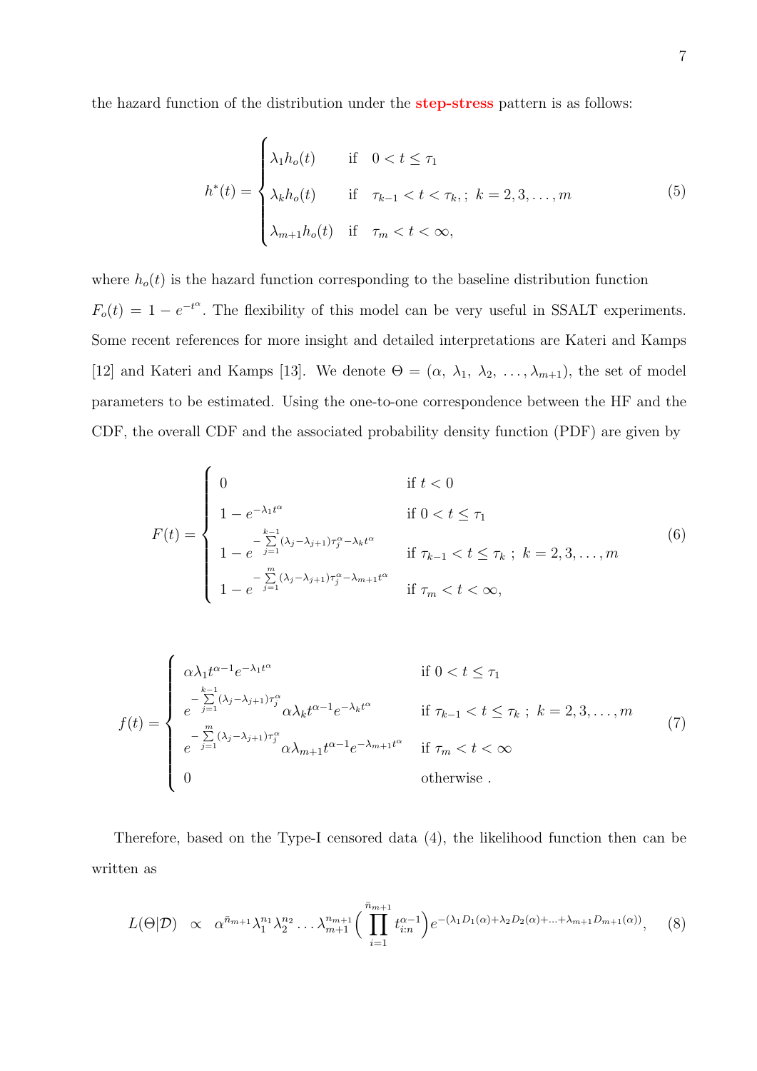the hazard function of the distribution under the **step-stress** pattern is as follows:

$$
h^*(t) = \begin{cases} \lambda_1 h_o(t) & \text{if} \quad 0 < t \leq \tau_1 \\ \lambda_k h_o(t) & \text{if} \quad \tau_{k-1} < t < \tau_k,;\ k = 2, 3, \ldots, m \\ \lambda_{m+1} h_o(t) & \text{if} \quad \tau_m < t < \infty, \end{cases} \tag{5}
$$

where $h_o(t)$ is the hazard function corresponding to the baseline distribution function $F_o(t) = 1 - e^{-t^\alpha}$. The flexibility of this model can be very useful in SSALT experiments. Some recent references for more insight and detailed interpretations are Kateri and Kamps [12] and Kateri and Kamps [13]. We denote $\Theta = (\alpha,\ \lambda_1,\ \lambda_2,\ \ldots, \lambda_{m+1})$, the set of model parameters to be estimated. Using the one-to-one correspondence between the HF and the CDF, the overall CDF and the associated probability density function (PDF) are given by

$$
F(t) = \begin{cases} 0 & \text{if } t < 0 \\ 1 - e^{-\lambda_1 t^\alpha} & \text{if } 0 < t \leq \tau_1 \\ 1 - e^{-\sum\limits_{j=1}^{k-1} (\lambda_j - \lambda_{j+1}) \tau_j^\alpha - \lambda_k t^\alpha} & \text{if } \tau_{k-1} < t \leq \tau_k\ ;\ k = 2, 3, \ldots, m \\ 1 - e^{-\sum\limits_{j=1}^{m} (\lambda_j - \lambda_{j+1}) \tau_j^\alpha - \lambda_{m+1} t^\alpha} & \text{if } \tau_m < t < \infty, \end{cases} \tag{6}
$$

$$
f(t) = \begin{cases} \alpha \lambda_1 t^{\alpha - 1} e^{-\lambda_1 t^\alpha} & \text{if } 0 < t \leq \tau_1 \\ e^{-\sum\limits_{j=1}^{k-1} (\lambda_j - \lambda_{j+1}) \tau_j^\alpha} \alpha \lambda_k t^{\alpha - 1} e^{-\lambda_k t^\alpha} & \text{if } \tau_{k-1} < t \leq \tau_k\ ;\ k = 2, 3, \ldots, m \\ e^{-\sum\limits_{j=1}^{m} (\lambda_j - \lambda_{j+1}) \tau_j^\alpha} \alpha \lambda_{m+1} t^{\alpha - 1} e^{-\lambda_{m+1} t^\alpha} & \text{if } \tau_m < t < \infty \\ 0 & \text{otherwise}\ . \end{cases} \tag{7}
$$

Therefore, based on the Type-I censored data (4), the likelihood function then can be written as

$$
L(\Theta|\mathcal{D}) \quad \propto \quad \alpha^{\bar{n}_{m+1}} \lambda_1^{n_1} \lambda_2^{n_2} \ldots \lambda_{m+1}^{n_{m+1}} \Big( \prod_{i=1}^{\bar{n}_{m+1}} t_{i:n}^{\alpha-1} \Big) e^{-(\lambda_1 D_1(\alpha) + \lambda_2 D_2(\alpha) + \ldots + \lambda_{m+1} D_{m+1}(\alpha))}, \tag{8}
$$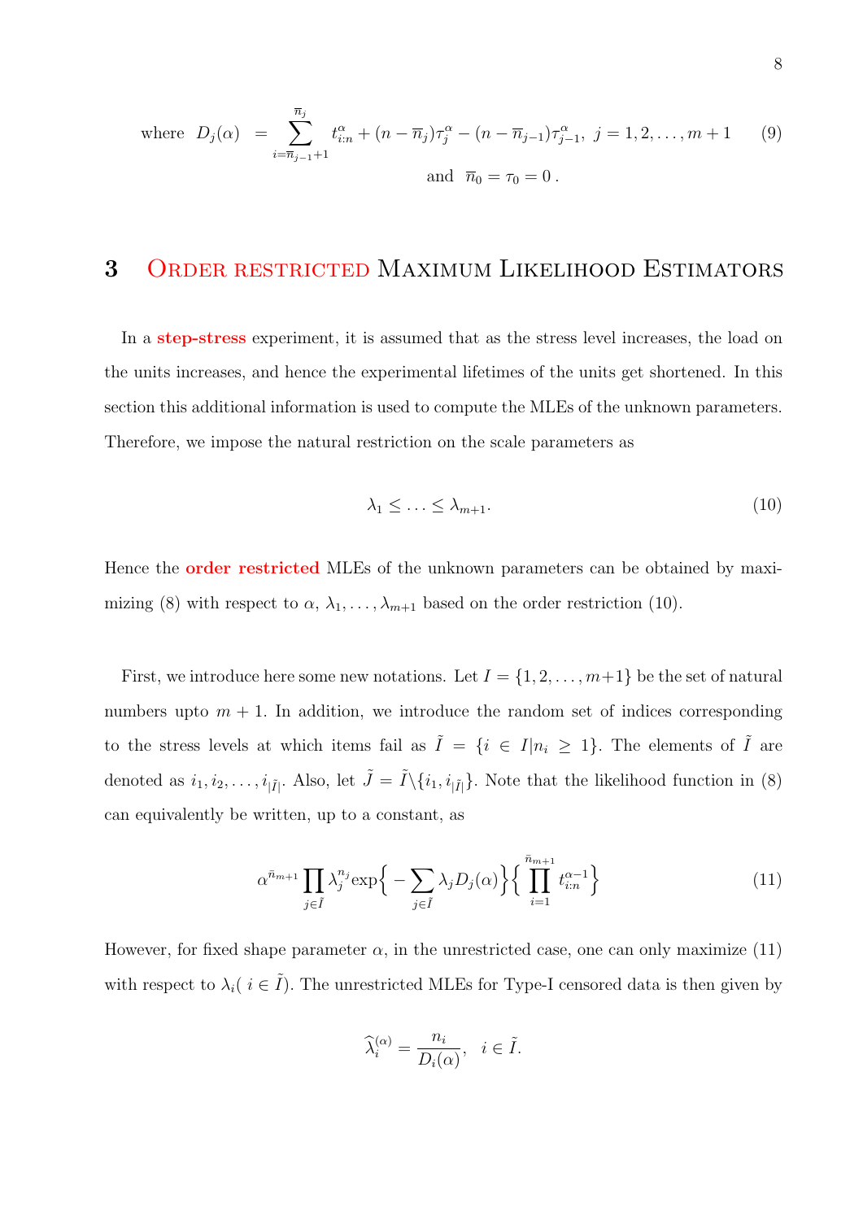$$\text{where } D_j(\alpha) = \sum_{i=\overline{n}_{j-1}+1}^{\overline{n}_j} t_{i:n}^{\alpha} + (n-\overline{n}_j)\tau_j^{\alpha} - (n-\overline{n}_{j-1})\tau_{j-1}^{\alpha}, \; j=1,2,\ldots,m+1 \tag{9}$$

$$\text{and } \overline{n}_0 = \tau_0 = 0\,.$$

## 3 Order restricted Maximum Likelihood Estimators

In a **step-stress** experiment, it is assumed that as the stress level increases, the load on the units increases, and hence the experimental lifetimes of the units get shortened. In this section this additional information is used to compute the MLEs of the unknown parameters. Therefore, we impose the natural restriction on the scale parameters as

$$\lambda_1 \leq \ldots \leq \lambda_{m+1}. \tag{10}$$

Hence the **order restricted** MLEs of the unknown parameters can be obtained by maximizing (8) with respect to $\alpha$, $\lambda_1, \ldots, \lambda_{m+1}$ based on the order restriction (10).

First, we introduce here some new notations. Let $I = \{1, 2, \ldots, m+1\}$ be the set of natural numbers upto $m+1$. In addition, we introduce the random set of indices corresponding to the stress levels at which items fail as $\tilde{I} = \{i \in I | n_i \geq 1\}$. The elements of $\tilde{I}$ are denoted as $i_1, i_2, \ldots, i_{|\tilde{I}|}$. Also, let $\tilde{J} = \tilde{I} \backslash \{i_1, i_{|\tilde{I}|}\}$. Note that the likelihood function in (8) can equivalently be written, up to a constant, as

$$\alpha^{\bar{n}_{m+1}} \prod_{j \in \tilde{I}} \lambda_j^{n_j} \exp\Big\{ - \sum_{j \in \tilde{I}} \lambda_j D_j(\alpha) \Big\} \Big\{ \prod_{i=1}^{\bar{n}_{m+1}} t_{i:n}^{\alpha-1} \Big\} \tag{11}$$

However, for fixed shape parameter $\alpha$, in the unrestricted case, one can only maximize (11) with respect to $\lambda_i (\, i \in \tilde{I})$. The unrestricted MLEs for Type-I censored data is then given by

$$\widehat{\lambda}_i^{(\alpha)} = \frac{n_i}{D_i(\alpha)}, \quad i \in \tilde{I}.$$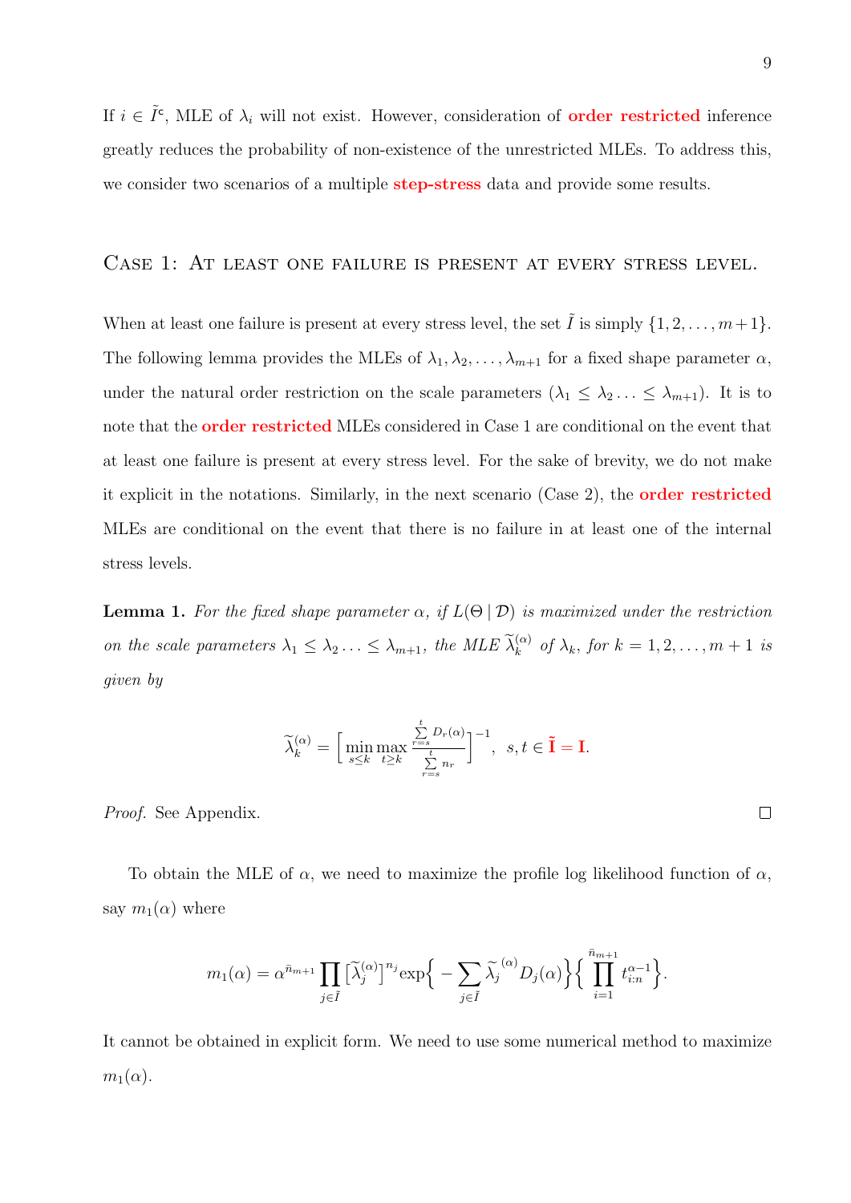If $i \in \tilde{I}^{\mathsf{c}}$, MLE of $\lambda_i$ will not exist. However, consideration of **order restricted** inference greatly reduces the probability of non-existence of the unrestricted MLEs. To address this, we consider two scenarios of a multiple **step-stress** data and provide some results.

### Case 1: At least one failure is present at every stress level.

When at least one failure is present at every stress level, the set $\tilde{I}$ is simply $\{1, 2, \ldots, m+1\}$. The following lemma provides the MLEs of $\lambda_1, \lambda_2, \ldots, \lambda_{m+1}$ for a fixed shape parameter $\alpha$, under the natural order restriction on the scale parameters ($\lambda_1 \leq \lambda_2 \ldots \leq \lambda_{m+1}$). It is to note that the **order restricted** MLEs considered in Case 1 are conditional on the event that at least one failure is present at every stress level. For the sake of brevity, we do not make it explicit in the notations. Similarly, in the next scenario (Case 2), the **order restricted** MLEs are conditional on the event that there is no failure in at least one of the internal stress levels.

**Lemma 1.** *For the fixed shape parameter $\alpha$, if $L(\Theta \mid \mathcal{D})$ is maximized under the restriction on the scale parameters $\lambda_1 \leq \lambda_2 \ldots \leq \lambda_{m+1}$, the MLE $\widetilde{\lambda}_k^{(\alpha)}$ of $\lambda_k$, for $k = 1, 2, \ldots, m+1$ is given by*

$$\widetilde{\lambda}_k^{(\alpha)} = \Big[ \min_{s \leq k} \max_{t \geq k} \frac{\sum_{r=s}^{t} D_r(\alpha)}{\sum_{r=s}^{t} n_r} \Big]^{-1}, \;\; s, t \in \tilde{\mathbf{I}} = \mathbf{I}.$$

*Proof.* See Appendix. $\square$

To obtain the MLE of $\alpha$, we need to maximize the profile log likelihood function of $\alpha$, say $m_1(\alpha)$ where

$$m_1(\alpha) = \alpha^{\bar{n}_{m+1}} \prod_{j \in \tilde{I}} \big[\widetilde{\lambda}_j^{(\alpha)}\big]^{n_j} \exp\Big\{ - \sum_{j \in \tilde{I}} \widetilde{\lambda}_j^{(\alpha)} D_j(\alpha) \Big\} \Big\{ \prod_{i=1}^{\bar{n}_{m+1}} t_{i:n}^{\alpha - 1} \Big\}.$$

It cannot be obtained in explicit form. We need to use some numerical method to maximize $m_1(\alpha)$.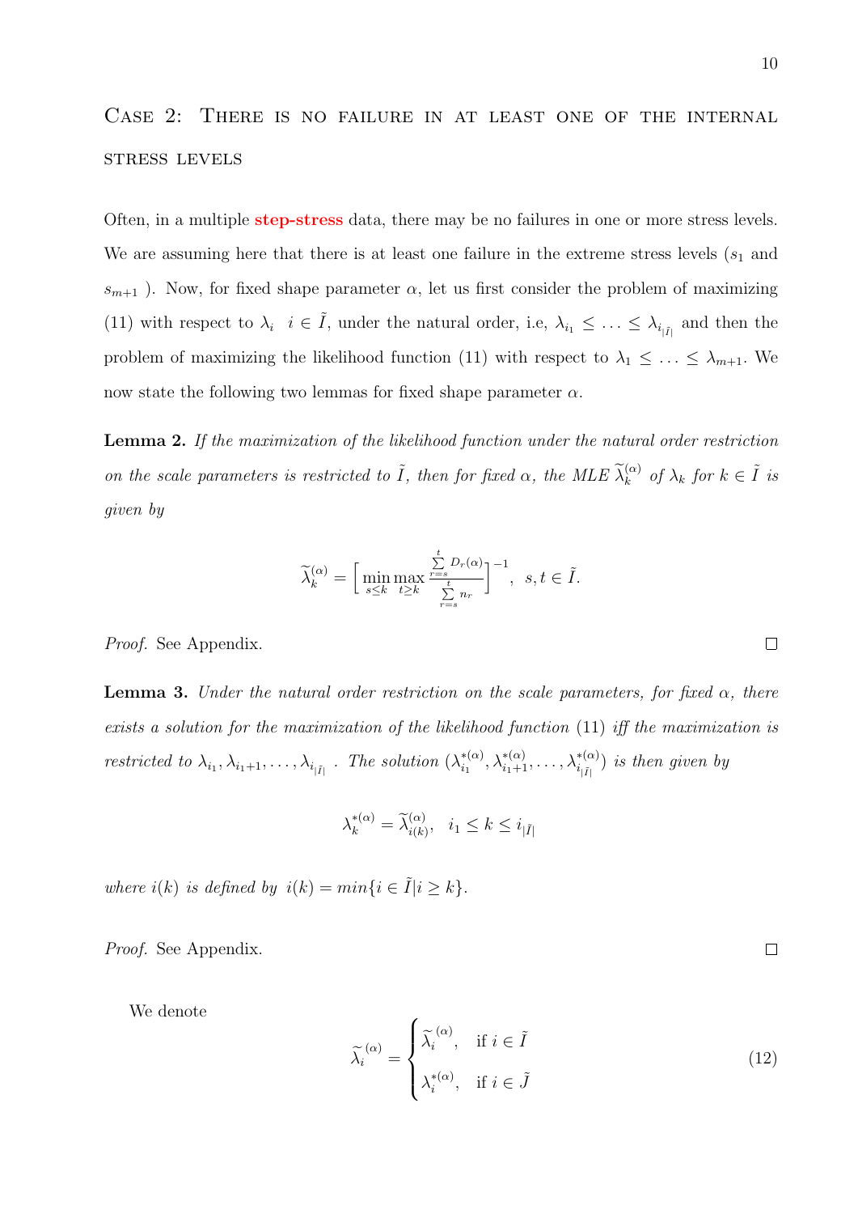## Case 2: There is no failure in at least one of the internal stress levels

Often, in a multiple step-stress data, there may be no failures in one or more stress levels. We are assuming here that there is at least one failure in the extreme stress levels ($s_1$ and $s_{m+1}$ ). Now, for fixed shape parameter $\alpha$, let us first consider the problem of maximizing (11) with respect to $\lambda_i \;\; i \in \tilde{I}$, under the natural order, i.e, $\lambda_{i_1} \leq \ldots \leq \lambda_{i_{|\tilde{I}|}}$ and then the problem of maximizing the likelihood function (11) with respect to $\lambda_1 \leq \ldots \leq \lambda_{m+1}$. We now state the following two lemmas for fixed shape parameter $\alpha$.

**Lemma 2.** *If the maximization of the likelihood function under the natural order restriction on the scale parameters is restricted to $\tilde{I}$, then for fixed $\alpha$, the MLE $\widetilde{\lambda}_k^{(\alpha)}$ of $\lambda_k$ for $k \in \tilde{I}$ is given by*

$$\widetilde{\lambda}_k^{(\alpha)} = \Big[\min_{s \leq k} \max_{t \geq k} \frac{\sum_{r=s}^{t} D_r(\alpha)}{\sum_{r=s}^{t} n_r}\Big]^{-1}, \;\; s,t \in \tilde{I}.$$

*Proof.* See Appendix. □

**Lemma 3.** *Under the natural order restriction on the scale parameters, for fixed $\alpha$, there exists a solution for the maximization of the likelihood function (11) iff the maximization is restricted to $\lambda_{i_1}, \lambda_{i_1+1}, \ldots, \lambda_{i_{|\tilde{I}|}}$ . The solution $(\lambda_{i_1}^{*(\alpha)}, \lambda_{i_1+1}^{*(\alpha)}, \ldots, \lambda_{i_{|\tilde{I}|}}^{*(\alpha)})$ is then given by*

$$\lambda_k^{*(\alpha)} = \widetilde{\lambda}_{i(k)}^{(\alpha)}, \;\; i_1 \leq k \leq i_{|\tilde{I}|}$$

*where $i(k)$ is defined by $i(k) = min\{i \in \tilde{I} | i \geq k\}$.*

*Proof.* See Appendix. □

We denote

$$\widetilde{\lambda}_i^{(\alpha)} = \begin{cases} \widetilde{\lambda}_i^{(\alpha)}, & \text{if } i \in \tilde{I} \\ \lambda_i^{*(\alpha)}, & \text{if } i \in \tilde{J} \end{cases} \tag{12}$$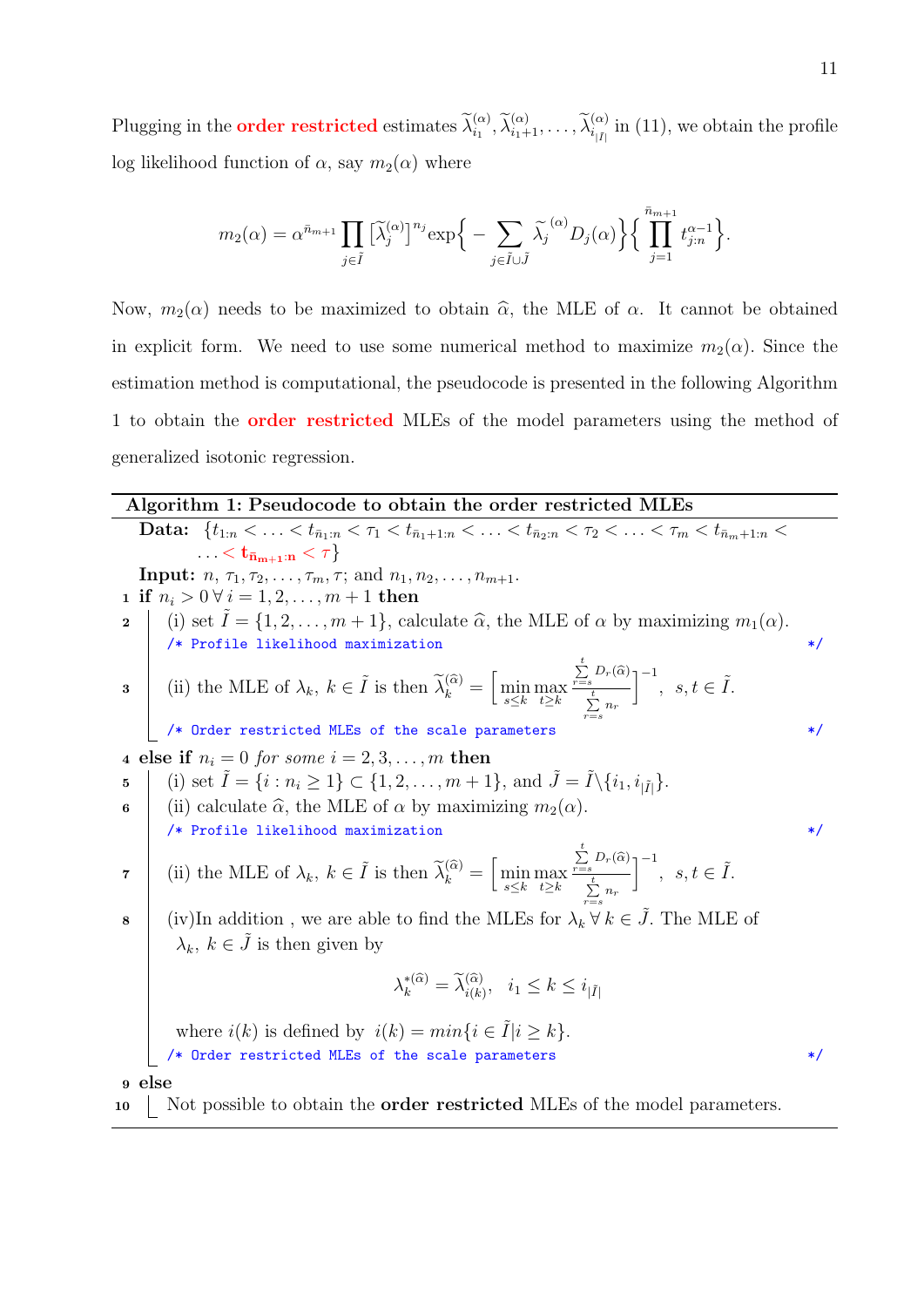Plugging in the order restricted estimates $\widetilde{\lambda}_{i_1}^{(\alpha)}, \widetilde{\lambda}_{i_1+1}^{(\alpha)}, \ldots, \widetilde{\lambda}_{i_{|\tilde{I}|}}^{(\alpha)}$ in (11), we obtain the profile log likelihood function of $\alpha$, say $m_2(\alpha)$ where

$$m_2(\alpha) = \alpha^{\bar{n}_{m+1}} \prod_{j \in \tilde{I}} \big[\widetilde{\lambda}_j^{(\alpha)}\big]^{n_j} \exp\Big\{ - \sum_{j \in \tilde{I} \cup \tilde{J}} \widetilde{\lambda}_j^{(\alpha)} D_j(\alpha) \Big\} \Big\{ \prod_{j=1}^{\bar{n}_{m+1}} t_{j:n}^{\alpha - 1} \Big\}.$$

Now, $m_2(\alpha)$ needs to be maximized to obtain $\widehat{\alpha}$, the MLE of $\alpha$. It cannot be obtained in explicit form. We need to use some numerical method to maximize $m_2(\alpha)$. Since the estimation method is computational, the pseudocode is presented in the following Algorithm 1 to obtain the order restricted MLEs of the model parameters using the method of generalized isotonic regression.

---

**Algorithm 1: Pseudocode to obtain the order restricted MLEs**

**Data:** $\{t_{1:n} < \ldots < t_{\bar{n}_1:n} < \tau_1 < t_{\bar{n}_1+1:n} < \ldots < t_{\bar{n}_2:n} < \tau_2 < \ldots < \tau_m < t_{\bar{n}_m+1:n} < \ldots < \mathbf{t_{\bar{n}_{m+1}:n}} < \tau\}$

**Input:** $n, \tau_1, \tau_2, \ldots, \tau_m, \tau$; and $n_1, n_2, \ldots, n_{m+1}$.

```
1  if n_i > 0 ∀ i = 1,2,...,m+1 then
2  |  (i) set Ĩ = {1,2,...,m+1}, calculate α̂, the MLE of α by maximizing m_1(α).
   |  /* Profile likelihood maximization */
3  |  (ii) the MLE of λ_k, k ∈ Ĩ is then given below (eq. A),  s,t ∈ Ĩ.
   |  /* Order restricted MLEs of the scale parameters */
4  else if n_i = 0 for some i = 2,3,...,m then
5  |  (i) set Ĩ = {i : n_i ≥ 1} ⊂ {1,2,...,m+1}, and J̃ = Ĩ \ {i_1, i_|Ĩ|}.
6  |  (ii) calculate α̂, the MLE of α by maximizing m_2(α).
   |  /* Profile likelihood maximization */
7  |  (ii) the MLE of λ_k, k ∈ Ĩ is then given below (eq. A),  s,t ∈ Ĩ.
8  |  (iv)In addition , we are able to find the MLEs for λ_k ∀ k ∈ J̃. The MLE of
   |   λ_k, k ∈ J̃ is then given below (eq. B),
   |   where i(k) is defined by  i(k) = min{i ∈ Ĩ | i ≥ k}.
   |  /* Order restricted MLEs of the scale parameters */
9  else
10 |  Not possible to obtain the order restricted MLEs of the model parameters.
```

(eq. A) $$\widetilde{\lambda}_k^{(\widehat{\alpha})} = \Bigg[ \min_{s \leq k} \max_{t \geq k} \frac{\sum_{r=s}^{t} D_r(\widehat{\alpha})}{\sum_{r=s}^{t} n_r} \Bigg]^{-1}, \quad s,t \in \tilde{I}.$$

(eq. B) $$\lambda_k^{*(\widehat{\alpha})} = \widetilde{\lambda}_{i(k)}^{(\widehat{\alpha})}, \quad i_1 \leq k \leq i_{|\tilde{I}|}$$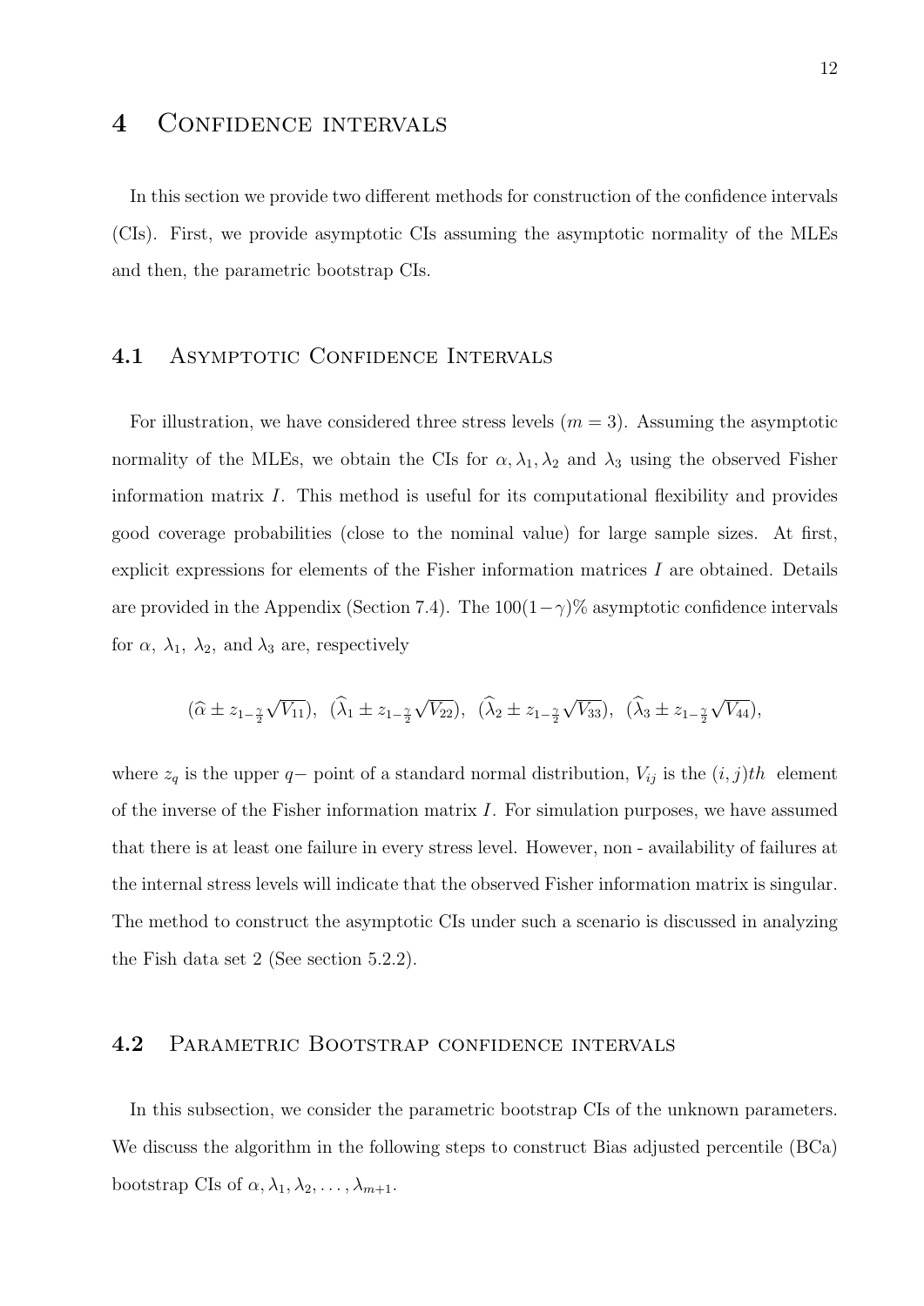# 4 Confidence intervals

In this section we provide two different methods for construction of the confidence intervals (CIs). First, we provide asymptotic CIs assuming the asymptotic normality of the MLEs and then, the parametric bootstrap CIs.

## 4.1 Asymptotic Confidence Intervals

For illustration, we have considered three stress levels ($m = 3$). Assuming the asymptotic normality of the MLEs, we obtain the CIs for $\alpha, \lambda_1, \lambda_2$ and $\lambda_3$ using the observed Fisher information matrix $I$. This method is useful for its computational flexibility and provides good coverage probabilities (close to the nominal value) for large sample sizes. At first, explicit expressions for elements of the Fisher information matrices $I$ are obtained. Details are provided in the Appendix (Section 7.4). The $100(1-\gamma)\%$ asymptotic confidence intervals for $\alpha$, $\lambda_1$, $\lambda_2$, and $\lambda_3$ are, respectively

$$(\widehat{\alpha} \pm z_{1-\frac{\gamma}{2}}\sqrt{V_{11}}),\ \ (\widehat{\lambda}_1 \pm z_{1-\frac{\gamma}{2}}\sqrt{V_{22}}),\ \ (\widehat{\lambda}_2 \pm z_{1-\frac{\gamma}{2}}\sqrt{V_{33}}),\ \ (\widehat{\lambda}_3 \pm z_{1-\frac{\gamma}{2}}\sqrt{V_{44}}),$$

where $z_q$ is the upper $q-$ point of a standard normal distribution, $V_{ij}$ is the $(i,j)th$ element of the inverse of the Fisher information matrix $I$. For simulation purposes, we have assumed that there is at least one failure in every stress level. However, non - availability of failures at the internal stress levels will indicate that the observed Fisher information matrix is singular. The method to construct the asymptotic CIs under such a scenario is discussed in analyzing the Fish data set 2 (See section 5.2.2).

## 4.2 Parametric Bootstrap confidence intervals

In this subsection, we consider the parametric bootstrap CIs of the unknown parameters. We discuss the algorithm in the following steps to construct Bias adjusted percentile (BCa) bootstrap CIs of $\alpha, \lambda_1, \lambda_2, \ldots, \lambda_{m+1}$.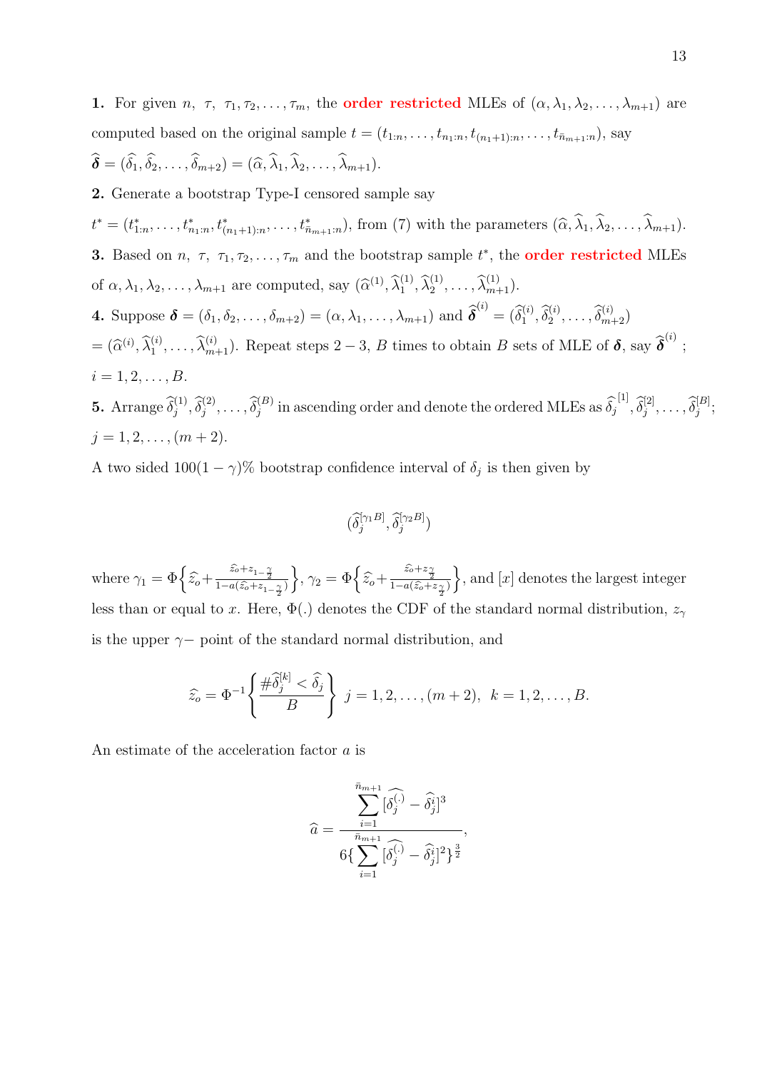**1.** For given $n,\ \tau,\ \tau_1, \tau_2, \ldots, \tau_m$, the **order restricted** MLEs of $(\alpha, \lambda_1, \lambda_2, \ldots, \lambda_{m+1})$ are computed based on the original sample $t = (t_{1:n}, \ldots, t_{n_1:n}, t_{(n_1+1):n}, \ldots, t_{\bar{n}_{m+1}:n})$, say $\widehat{\boldsymbol{\delta}} = (\widehat{\delta}_1, \widehat{\delta}_2, \ldots, \widehat{\delta}_{m+2}) = (\widehat{\alpha}, \widehat{\lambda}_1, \widehat{\lambda}_2, \ldots, \widehat{\lambda}_{m+1})$.

**2.** Generate a bootstrap Type-I censored sample say $t^* = (t^*_{1:n}, \ldots, t^*_{n_1:n}, t^*_{(n_1+1):n}, \ldots, t^*_{\bar{n}_{m+1}:n})$, from (7) with the parameters $(\widehat{\alpha}, \widehat{\lambda}_1, \widehat{\lambda}_2, \ldots, \widehat{\lambda}_{m+1})$.

**3.** Based on $n,\ \tau,\ \tau_1, \tau_2, \ldots, \tau_m$ and the bootstrap sample $t^*$, the **order restricted** MLEs of $\alpha, \lambda_1, \lambda_2, \ldots, \lambda_{m+1}$ are computed, say $(\widehat{\alpha}^{(1)}, \widehat{\lambda}_1^{(1)}, \widehat{\lambda}_2^{(1)}, \ldots, \widehat{\lambda}_{m+1}^{(1)})$.

**4.** Suppose $\boldsymbol{\delta} = (\delta_1, \delta_2, \ldots, \delta_{m+2}) = (\alpha, \lambda_1, \ldots, \lambda_{m+1})$ and $\widehat{\boldsymbol{\delta}}^{(i)} = (\widehat{\delta}_1^{(i)}, \widehat{\delta}_2^{(i)}, \ldots, \widehat{\delta}_{m+2}^{(i)})$ $= (\widehat{\alpha}^{(i)}, \widehat{\lambda}_1^{(i)}, \ldots, \widehat{\lambda}_{m+1}^{(i)})$. Repeat steps $2-3$, $B$ times to obtain $B$ sets of MLE of $\boldsymbol{\delta}$, say $\widehat{\boldsymbol{\delta}}^{(i)}$ ; $i = 1, 2, \ldots, B$.

**5.** Arrange $\widehat{\delta}_j^{(1)}, \widehat{\delta}_j^{(2)}, \ldots, \widehat{\delta}_j^{(B)}$ in ascending order and denote the ordered MLEs as $\widehat{\delta}_j^{[1]}, \widehat{\delta}_j^{[2]}, \ldots, \widehat{\delta}_j^{[B]}$; $j = 1, 2, \ldots, (m+2)$.

A two sided $100(1-\gamma)\%$ bootstrap confidence interval of $\delta_j$ is then given by

$$(\widehat{\delta}_j^{[\gamma_1 B]}, \widehat{\delta}_j^{[\gamma_2 B]})$$

where $\gamma_1 = \Phi\Big\{\widehat{z}_o + \frac{\widehat{z}_o + z_{1-\frac{\gamma}{2}}}{1 - a(\widehat{z}_o + z_{1-\frac{\gamma}{2}})}\Big\}$, $\gamma_2 = \Phi\Big\{\widehat{z}_o + \frac{\widehat{z}_o + z_{\frac{\gamma}{2}}}{1 - a(\widehat{z}_o + z_{\frac{\gamma}{2}})}\Big\}$, and $[x]$ denotes the largest integer less than or equal to $x$. Here, $\Phi(.)$ denotes the CDF of the standard normal distribution, $z_\gamma$ is the upper $\gamma-$ point of the standard normal distribution, and

$$\widehat{z}_o = \Phi^{-1}\Bigg\{\frac{\#\widehat{\delta}_j^{[k]} < \widehat{\delta}_j}{B}\Bigg\} \;\; j = 1, 2, \ldots, (m+2), \;\; k = 1, 2, \ldots, B.$$

An estimate of the acceleration factor $a$ is

$$\widehat{a} = \frac{\sum_{i=1}^{\bar{n}_{m+1}} [\widehat{\delta_j^{(.)}} - \widehat{\delta}_j^{i}]^3}{6\{\sum_{i=1}^{\bar{n}_{m+1}} [\widehat{\delta_j^{(.)}} - \widehat{\delta}_j^{i}]^2\}^{\frac{3}{2}}},$$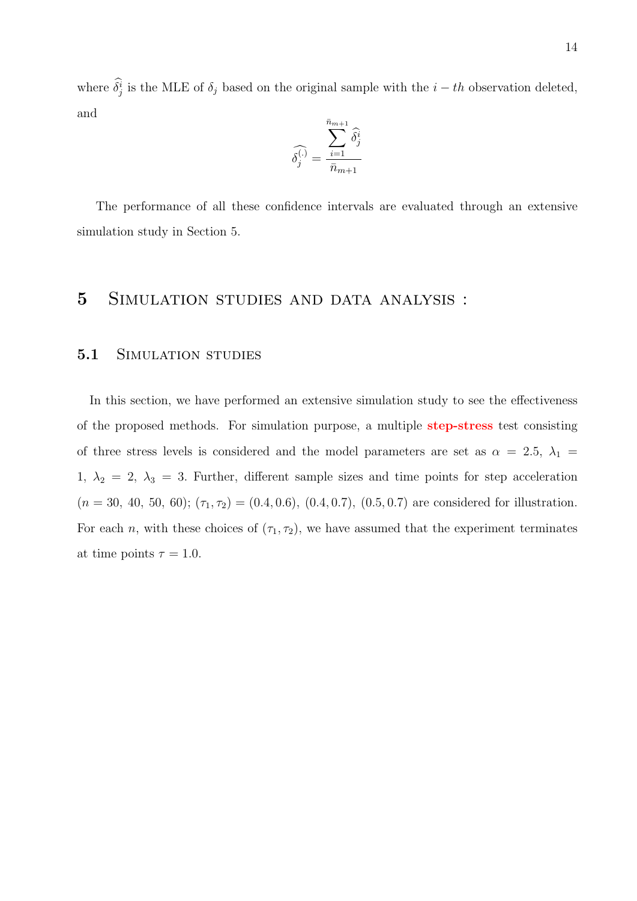where $\widehat{\delta_j^i}$ is the MLE of $\delta_j$ based on the original sample with the $i-th$ observation deleted, and

$$\widehat{\delta_j^{(.)}} = \frac{\sum_{i=1}^{\bar{n}_{m+1}} \widehat{\delta_j^i}}{\bar{n}_{m+1}}$$

The performance of all these confidence intervals are evaluated through an extensive simulation study in Section 5.

# 5 Simulation studies and data analysis :

## 5.1 Simulation studies

In this section, we have performed an extensive simulation study to see the effectiveness of the proposed methods. For simulation purpose, a multiple **step-stress** test consisting of three stress levels is considered and the model parameters are set as $\alpha = 2.5,\ \lambda_1 = 1,\ \lambda_2 = 2,\ \lambda_3 = 3$. Further, different sample sizes and time points for step acceleration $(n = 30,\ 40,\ 50,\ 60)$; $(\tau_1, \tau_2) = (0.4, 0.6),\ (0.4, 0.7),\ (0.5, 0.7)$ are considered for illustration. For each $n$, with these choices of $(\tau_1, \tau_2)$, we have assumed that the experiment terminates at time points $\tau = 1.0$.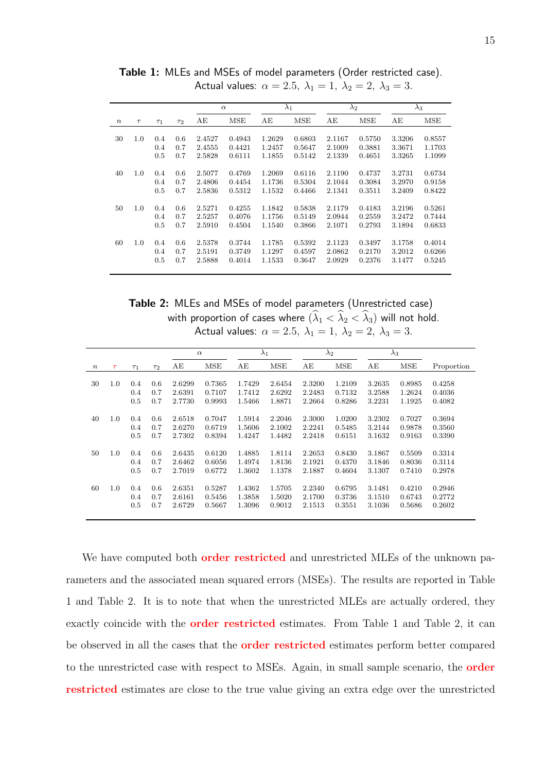**Table 1:** MLEs and MSEs of model parameters (Order restricted case). Actual values: $\alpha = 2.5,\ \lambda_1 = 1,\ \lambda_2 = 2,\ \lambda_3 = 3$.

| | | | | $\alpha$ | | $\lambda_1$ | | $\lambda_2$ | | $\lambda_3$ | |
|---|---|---|---|---|---|---|---|---|---|---|---|
| $n$ | $\tau$ | $\tau_1$ | $\tau_2$ | AE | MSE | AE | MSE | AE | MSE | AE | MSE |
| 30 | 1.0 | 0.4 | 0.6 | 2.4527 | 0.4943 | 1.2629 | 0.6803 | 2.1167 | 0.5750 | 3.3206 | 0.8557 |
| | | 0.4 | 0.7 | 2.4555 | 0.4421 | 1.2457 | 0.5647 | 2.1009 | 0.3881 | 3.3671 | 1.1703 |
| | | 0.5 | 0.7 | 2.5828 | 0.6111 | 1.1855 | 0.5142 | 2.1339 | 0.4651 | 3.3265 | 1.1099 |
| 40 | 1.0 | 0.4 | 0.6 | 2.5077 | 0.4769 | 1.2069 | 0.6116 | 2.1190 | 0.4737 | 3.2731 | 0.6734 |
| | | 0.4 | 0.7 | 2.4806 | 0.4454 | 1.1736 | 0.5304 | 2.1044 | 0.3084 | 3.2970 | 0.9158 |
| | | 0.5 | 0.7 | 2.5836 | 0.5312 | 1.1532 | 0.4466 | 2.1341 | 0.3511 | 3.2409 | 0.8422 |
| 50 | 1.0 | 0.4 | 0.6 | 2.5271 | 0.4255 | 1.1842 | 0.5838 | 2.1179 | 0.4183 | 3.2196 | 0.5261 |
| | | 0.4 | 0.7 | 2.5257 | 0.4076 | 1.1756 | 0.5149 | 2.0944 | 0.2559 | 3.2472 | 0.7444 |
| | | 0.5 | 0.7 | 2.5910 | 0.4504 | 1.1540 | 0.3866 | 2.1071 | 0.2793 | 3.1894 | 0.6833 |
| 60 | 1.0 | 0.4 | 0.6 | 2.5378 | 0.3744 | 1.1785 | 0.5392 | 2.1123 | 0.3497 | 3.1758 | 0.4014 |
| | | 0.4 | 0.7 | 2.5191 | 0.3749 | 1.1297 | 0.4597 | 2.0862 | 0.2170 | 3.2012 | 0.6266 |
| | | 0.5 | 0.7 | 2.5888 | 0.4014 | 1.1533 | 0.3647 | 2.0929 | 0.2376 | 3.1477 | 0.5245 |

**Table 2:** MLEs and MSEs of model parameters (Unrestricted case) with proportion of cases where $(\widehat{\lambda}_1 < \widehat{\lambda}_2 < \widehat{\lambda}_3)$ will not hold. Actual values: $\alpha = 2.5,\ \lambda_1 = 1,\ \lambda_2 = 2,\ \lambda_3 = 3$.

| | | | | $\alpha$ | | $\lambda_1$ | | $\lambda_2$ | | $\lambda_3$ | | |
|---|---|---|---|---|---|---|---|---|---|---|---|---|
| $n$ | $\tau$ | $\tau_1$ | $\tau_2$ | AE | MSE | AE | MSE | AE | MSE | AE | MSE | Proportion |
| 30 | 1.0 | 0.4 | 0.6 | 2.6299 | 0.7365 | 1.7429 | 2.6454 | 2.3200 | 1.2109 | 3.2635 | 0.8985 | 0.4258 |
| | | 0.4 | 0.7 | 2.6391 | 0.7107 | 1.7412 | 2.6292 | 2.2483 | 0.7132 | 3.2588 | 1.2624 | 0.4036 |
| | | 0.5 | 0.7 | 2.7730 | 0.9993 | 1.5466 | 1.8871 | 2.2664 | 0.8286 | 3.2231 | 1.1925 | 0.4082 |
| 40 | 1.0 | 0.4 | 0.6 | 2.6518 | 0.7047 | 1.5914 | 2.2046 | 2.3000 | 1.0200 | 3.2302 | 0.7027 | 0.3694 |
| | | 0.4 | 0.7 | 2.6270 | 0.6719 | 1.5606 | 2.1002 | 2.2241 | 0.5485 | 3.2144 | 0.9878 | 0.3560 |
| | | 0.5 | 0.7 | 2.7302 | 0.8394 | 1.4247 | 1.4482 | 2.2418 | 0.6151 | 3.1632 | 0.9163 | 0.3390 |
| 50 | 1.0 | 0.4 | 0.6 | 2.6435 | 0.6120 | 1.4885 | 1.8114 | 2.2653 | 0.8430 | 3.1867 | 0.5509 | 0.3314 |
| | | 0.4 | 0.7 | 2.6462 | 0.6056 | 1.4974 | 1.8136 | 2.1921 | 0.4370 | 3.1846 | 0.8036 | 0.3114 |
| | | 0.5 | 0.7 | 2.7019 | 0.6772 | 1.3602 | 1.1378 | 2.1887 | 0.4604 | 3.1307 | 0.7410 | 0.2978 |
| 60 | 1.0 | 0.4 | 0.6 | 2.6351 | 0.5287 | 1.4362 | 1.5705 | 2.2340 | 0.6795 | 3.1481 | 0.4210 | 0.2946 |
| | | 0.4 | 0.7 | 2.6161 | 0.5456 | 1.3858 | 1.5020 | 2.1700 | 0.3736 | 3.1510 | 0.6743 | 0.2772 |
| | | 0.5 | 0.7 | 2.6729 | 0.5667 | 1.3096 | 0.9012 | 2.1513 | 0.3551 | 3.1036 | 0.5686 | 0.2602 |

We have computed both order restricted and unrestricted MLEs of the unknown parameters and the associated mean squared errors (MSEs). The results are reported in Table 1 and Table 2. It is to note that when the unrestricted MLEs are actually ordered, they exactly coincide with the order restricted estimates. From Table 1 and Table 2, it can be observed in all the cases that the order restricted estimates perform better compared to the unrestricted case with respect to MSEs. Again, in small sample scenario, the order restricted estimates are close to the true value giving an extra edge over the unrestricted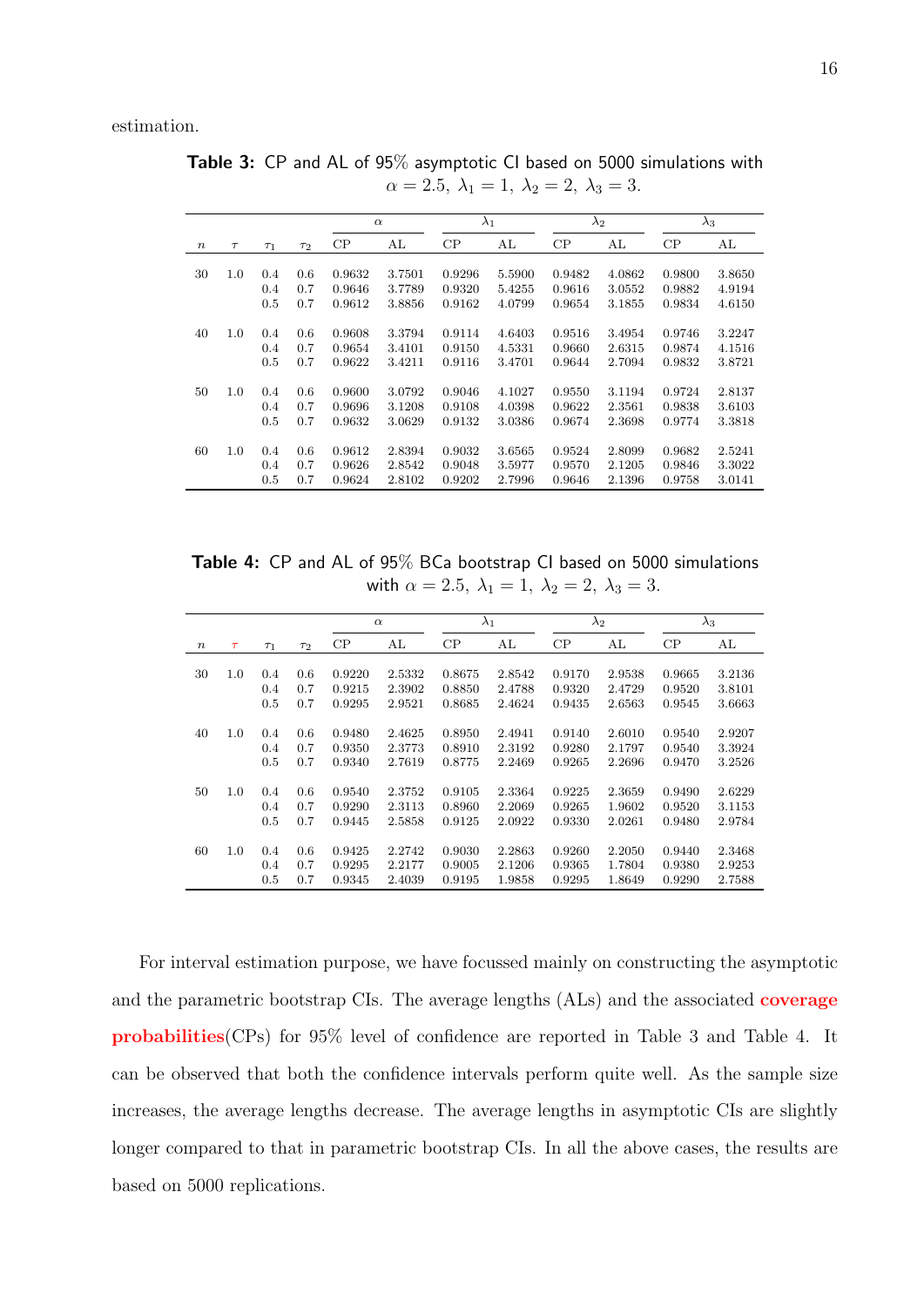estimation.

**Table 3:** CP and AL of 95% asymptotic CI based on 5000 simulations with $\alpha = 2.5,\ \lambda_1 = 1,\ \lambda_2 = 2,\ \lambda_3 = 3.$

| | | | | $\alpha$ | | $\lambda_1$ | | $\lambda_2$ | | $\lambda_3$ | |
|---|---|---|---|---|---|---|---|---|---|---|---|
| $n$ | $\tau$ | $\tau_1$ | $\tau_2$ | CP | AL | CP | AL | CP | AL | CP | AL |
| 30 | 1.0 | 0.4 | 0.6 | 0.9632 | 3.7501 | 0.9296 | 5.5900 | 0.9482 | 4.0862 | 0.9800 | 3.8650 |
| | | 0.4 | 0.7 | 0.9646 | 3.7789 | 0.9320 | 5.4255 | 0.9616 | 3.0552 | 0.9882 | 4.9194 |
| | | 0.5 | 0.7 | 0.9612 | 3.8856 | 0.9162 | 4.0799 | 0.9654 | 3.1855 | 0.9834 | 4.6150 |
| 40 | 1.0 | 0.4 | 0.6 | 0.9608 | 3.3794 | 0.9114 | 4.6403 | 0.9516 | 3.4954 | 0.9746 | 3.2247 |
| | | 0.4 | 0.7 | 0.9654 | 3.4101 | 0.9150 | 4.5331 | 0.9660 | 2.6315 | 0.9874 | 4.1516 |
| | | 0.5 | 0.7 | 0.9622 | 3.4211 | 0.9116 | 3.4701 | 0.9644 | 2.7094 | 0.9832 | 3.8721 |
| 50 | 1.0 | 0.4 | 0.6 | 0.9600 | 3.0792 | 0.9046 | 4.1027 | 0.9550 | 3.1194 | 0.9724 | 2.8137 |
| | | 0.4 | 0.7 | 0.9696 | 3.1208 | 0.9108 | 4.0398 | 0.9622 | 2.3561 | 0.9838 | 3.6103 |
| | | 0.5 | 0.7 | 0.9632 | 3.0629 | 0.9132 | 3.0386 | 0.9674 | 2.3698 | 0.9774 | 3.3818 |
| 60 | 1.0 | 0.4 | 0.6 | 0.9612 | 2.8394 | 0.9032 | 3.6565 | 0.9524 | 2.8099 | 0.9682 | 2.5241 |
| | | 0.4 | 0.7 | 0.9626 | 2.8542 | 0.9048 | 3.5977 | 0.9570 | 2.1205 | 0.9846 | 3.3022 |
| | | 0.5 | 0.7 | 0.9624 | 2.8102 | 0.9202 | 2.7996 | 0.9646 | 2.1396 | 0.9758 | 3.0141 |

**Table 4:** CP and AL of 95% BCa bootstrap CI based on 5000 simulations with $\alpha = 2.5,\ \lambda_1 = 1,\ \lambda_2 = 2,\ \lambda_3 = 3.$

| | | | | $\alpha$ | | $\lambda_1$ | | $\lambda_2$ | | $\lambda_3$ | |
|---|---|---|---|---|---|---|---|---|---|---|---|
| $n$ | $\tau$ | $\tau_1$ | $\tau_2$ | CP | AL | CP | AL | CP | AL | CP | AL |
| 30 | 1.0 | 0.4 | 0.6 | 0.9220 | 2.5332 | 0.8675 | 2.8542 | 0.9170 | 2.9538 | 0.9665 | 3.2136 |
| | | 0.4 | 0.7 | 0.9215 | 2.3902 | 0.8850 | 2.4788 | 0.9320 | 2.4729 | 0.9520 | 3.8101 |
| | | 0.5 | 0.7 | 0.9295 | 2.9521 | 0.8685 | 2.4624 | 0.9435 | 2.6563 | 0.9545 | 3.6663 |
| 40 | 1.0 | 0.4 | 0.6 | 0.9480 | 2.4625 | 0.8950 | 2.4941 | 0.9140 | 2.6010 | 0.9540 | 2.9207 |
| | | 0.4 | 0.7 | 0.9350 | 2.3773 | 0.8910 | 2.3192 | 0.9280 | 2.1797 | 0.9540 | 3.3924 |
| | | 0.5 | 0.7 | 0.9340 | 2.7619 | 0.8775 | 2.2469 | 0.9265 | 2.2696 | 0.9470 | 3.2526 |
| 50 | 1.0 | 0.4 | 0.6 | 0.9540 | 2.3752 | 0.9105 | 2.3364 | 0.9225 | 2.3659 | 0.9490 | 2.6229 |
| | | 0.4 | 0.7 | 0.9290 | 2.3113 | 0.8960 | 2.2069 | 0.9265 | 1.9602 | 0.9520 | 3.1153 |
| | | 0.5 | 0.7 | 0.9445 | 2.5858 | 0.9125 | 2.0922 | 0.9330 | 2.0261 | 0.9480 | 2.9784 |
| 60 | 1.0 | 0.4 | 0.6 | 0.9425 | 2.2742 | 0.9030 | 2.2863 | 0.9260 | 2.2050 | 0.9440 | 2.3468 |
| | | 0.4 | 0.7 | 0.9295 | 2.2177 | 0.9005 | 2.1206 | 0.9365 | 1.7804 | 0.9380 | 2.9253 |
| | | 0.5 | 0.7 | 0.9345 | 2.4039 | 0.9195 | 1.9858 | 0.9295 | 1.8649 | 0.9290 | 2.7588 |

For interval estimation purpose, we have focussed mainly on constructing the asymptotic and the parametric bootstrap CIs. The average lengths (ALs) and the associated **coverage probabilities**(CPs) for 95% level of confidence are reported in Table 3 and Table 4. It can be observed that both the confidence intervals perform quite well. As the sample size increases, the average lengths decrease. The average lengths in asymptotic CIs are slightly longer compared to that in parametric bootstrap CIs. In all the above cases, the results are based on 5000 replications.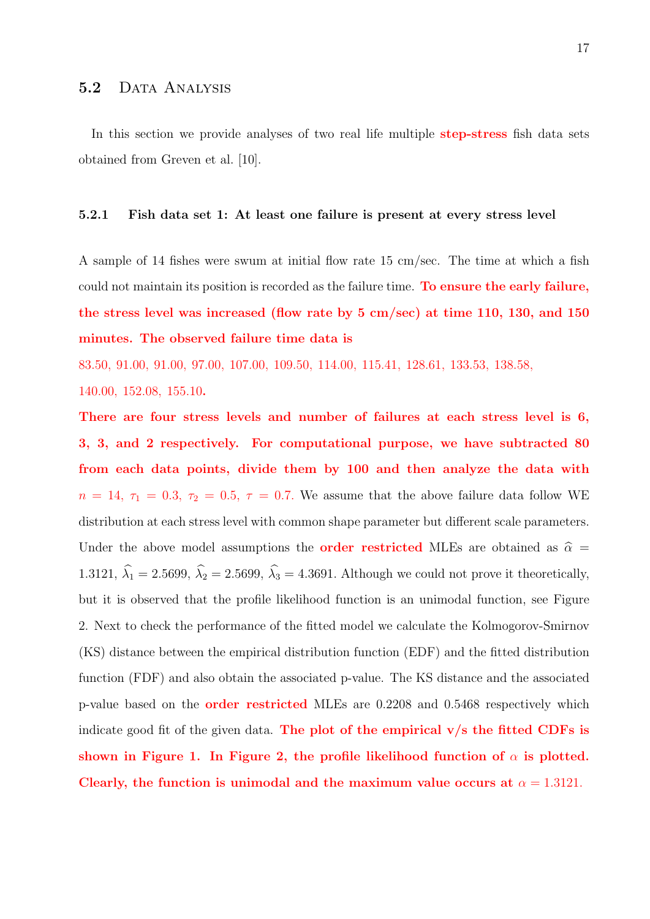### 5.2 Data Analysis

In this section we provide analyses of two real life multiple **step-stress** fish data sets obtained from Greven et al. [10].

#### 5.2.1 Fish data set 1: At least one failure is present at every stress level

A sample of 14 fishes were swum at initial flow rate 15 cm/sec. The time at which a fish could not maintain its position is recorded as the failure time. **To ensure the early failure, the stress level was increased (flow rate by 5 cm/sec) at time 110, 130, and 150 minutes. The observed failure time data is**

83.50, 91.00, 91.00, 97.00, 107.00, 109.50, 114.00, 115.41, 128.61, 133.53, 138.58, 140.00, 152.08, 155.10**.**

**There are four stress levels and number of failures at each stress level is 6, 3, 3, and 2 respectively. For computational purpose, we have subtracted 80 from each data points, divide them by 100 and then analyze the data with** $n = 14$, $\tau_1 = 0.3$, $\tau_2 = 0.5$, $\tau = 0.7$. We assume that the above failure data follow WE distribution at each stress level with common shape parameter but different scale parameters. Under the above model assumptions the **order restricted** MLEs are obtained as $\widehat{\alpha} = 1.3121$, $\widehat{\lambda_1} = 2.5699$, $\widehat{\lambda_2} = 2.5699$, $\widehat{\lambda_3} = 4.3691$. Although we could not prove it theoretically, but it is observed that the profile likelihood function is an unimodal function, see Figure 2. Next to check the performance of the fitted model we calculate the Kolmogorov-Smirnov (KS) distance between the empirical distribution function (EDF) and the fitted distribution function (FDF) and also obtain the associated p-value. The KS distance and the associated p-value based on the **order restricted** MLEs are 0.2208 and 0.5468 respectively which indicate good fit of the given data. **The plot of the empirical v/s the fitted CDFs is shown in Figure 1. In Figure 2, the profile likelihood function of** $\alpha$ **is plotted. Clearly, the function is unimodal and the maximum value occurs at** $\alpha = 1.3121$.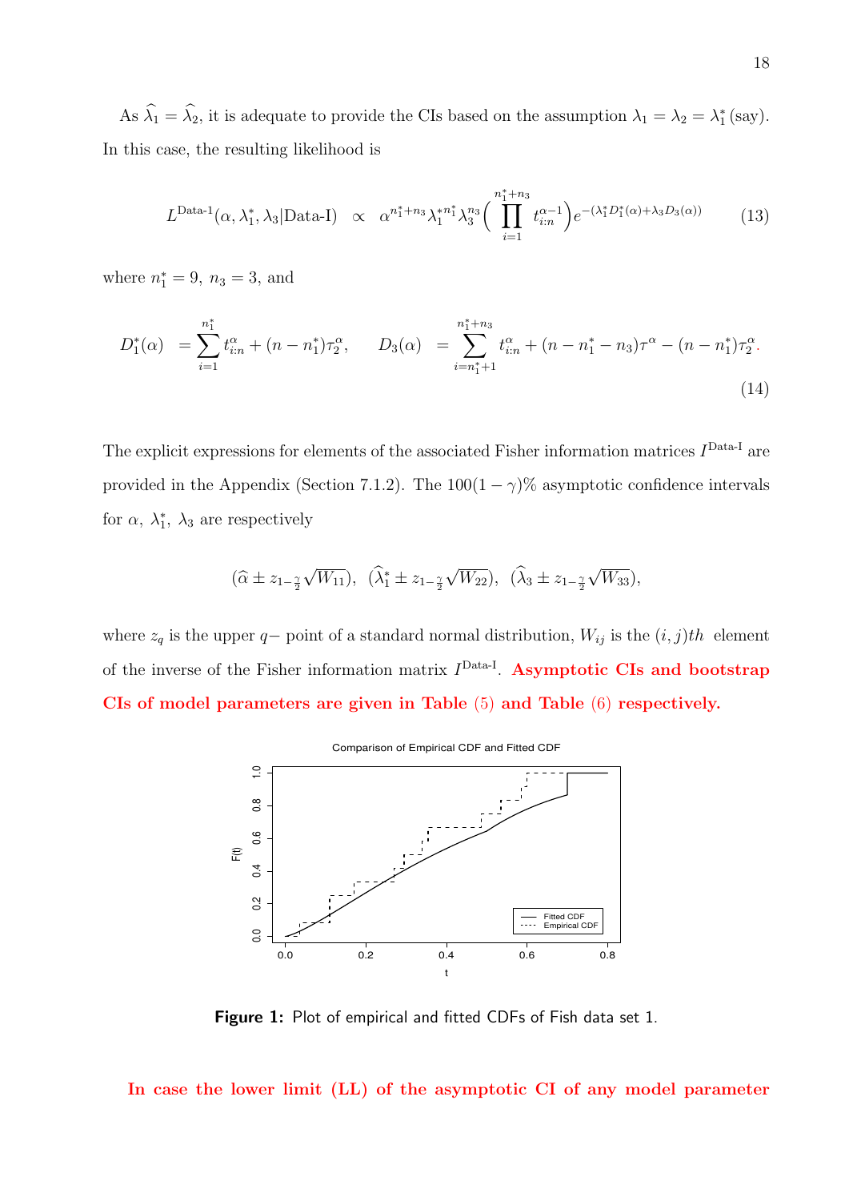As $\widehat{\lambda}_1 = \widehat{\lambda}_2$, it is adequate to provide the CIs based on the assumption $\lambda_1 = \lambda_2 = \lambda_1^*$ (say). In this case, the resulting likelihood is

$$L^{\text{Data-1}}(\alpha, \lambda_1^*, \lambda_3|\text{Data-I}) \;\propto\; \alpha^{n_1^*+n_3}\lambda_1^{*n_1^*}\lambda_3^{n_3}\Big(\prod_{i=1}^{n_1^*+n_3} t_{i:n}^{\alpha-1}\Big)e^{-(\lambda_1^* D_1^*(\alpha)+\lambda_3 D_3(\alpha))} \tag{13}$$

where $n_1^* = 9,\ n_3 = 3$, and

$$D_1^*(\alpha) \;= \sum_{i=1}^{n_1^*} t_{i:n}^{\alpha} + (n-n_1^*)\tau_2^{\alpha}, \qquad D_3(\alpha) \;= \sum_{i=n_1^*+1}^{n_1^*+n_3} t_{i:n}^{\alpha} + (n-n_1^*-n_3)\tau^{\alpha} - (n-n_1^*)\tau_2^{\alpha}. \tag{14}$$

The explicit expressions for elements of the associated Fisher information matrices $I^{\text{Data-I}}$ are provided in the Appendix (Section 7.1.2). The $100(1-\gamma)\%$ asymptotic confidence intervals for $\alpha$, $\lambda_1^*$, $\lambda_3$ are respectively

$$(\widehat{\alpha} \pm z_{1-\frac{\gamma}{2}}\sqrt{W_{11}}),\ \ (\widehat{\lambda}_1^* \pm z_{1-\frac{\gamma}{2}}\sqrt{W_{22}}),\ \ (\widehat{\lambda}_3 \pm z_{1-\frac{\gamma}{2}}\sqrt{W_{33}}),$$

where $z_q$ is the upper $q-$ point of a standard normal distribution, $W_{ij}$ is the $(i,j)th$ element of the inverse of the Fisher information matrix $I^{\text{Data-I}}$. **Asymptotic CIs and bootstrap CIs of model parameters are given in Table (5) and Table (6) respectively.**

**Figure 1:** Plot of empirical and fitted CDFs of Fish data set 1.

**In case the lower limit (LL) of the asymptotic CI of any model parameter**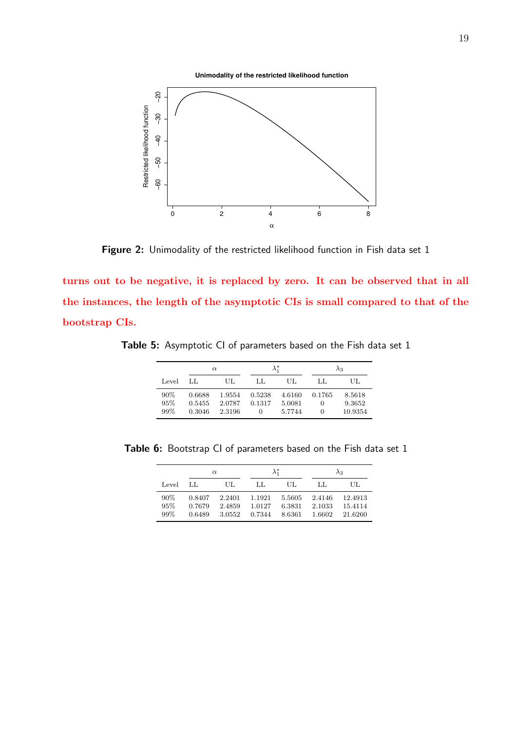Figure 2: Unimodality of the restricted likelihood function in Fish data set 1

**turns out to be negative, it is replaced by zero. It can be observed that in all the instances, the length of the asymptotic CIs is small compared to that of the bootstrap CIs.**

Table 5: Asymptotic CI of parameters based on the Fish data set 1

| | $\alpha$ | | $\lambda_1^*$ | | $\lambda_3$ | |
|---|---|---|---|---|---|---|
| Level | LL | UL | LL | UL | LL | UL |
| 90% | 0.6688 | 1.9554 | 0.5238 | 4.6160 | 0.1765 | 8.5618 |
| 95% | 0.5455 | 2.0787 | 0.1317 | 5.0081 | 0 | 9.3652 |
| 99% | 0.3046 | 2.3196 | 0 | 5.7744 | 0 | 10.9354 |

Table 6: Bootstrap CI of parameters based on the Fish data set 1

| | $\alpha$ | | $\lambda_1^*$ | | $\lambda_3$ | |
|---|---|---|---|---|---|---|
| Level | LL | UL | LL | UL | LL | UL |
| 90% | 0.8407 | 2.2401 | 1.1921 | 5.5605 | 2.4146 | 12.4913 |
| 95% | 0.7679 | 2.4859 | 1.0127 | 6.3831 | 2.1033 | 15.4114 |
| 99% | 0.6489 | 3.0552 | 0.7344 | 8.6361 | 1.6602 | 21.6260 |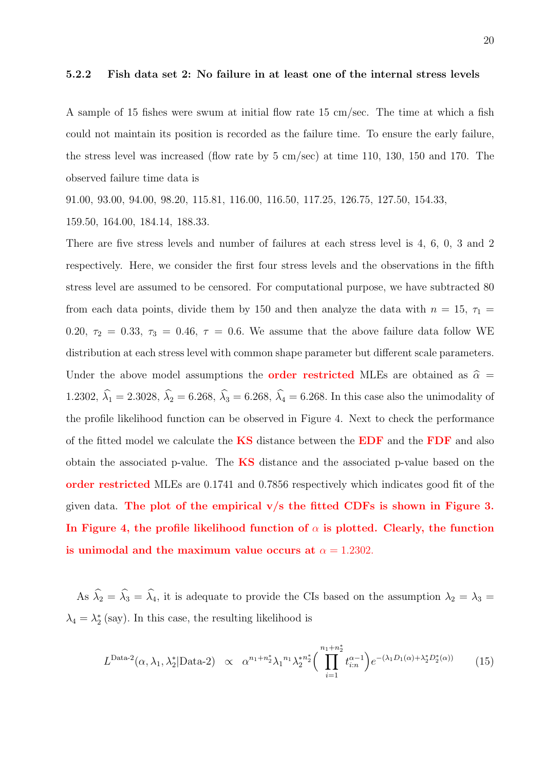#### 5.2.2 Fish data set 2: No failure in at least one of the internal stress levels

A sample of 15 fishes were swum at initial flow rate 15 cm/sec. The time at which a fish could not maintain its position is recorded as the failure time. To ensure the early failure, the stress level was increased (flow rate by 5 cm/sec) at time 110, 130, 150 and 170. The observed failure time data is

91.00, 93.00, 94.00, 98.20, 115.81, 116.00, 116.50, 117.25, 126.75, 127.50, 154.33, 159.50, 164.00, 184.14, 188.33.

There are five stress levels and number of failures at each stress level is 4, 6, 0, 3 and 2 respectively. Here, we consider the first four stress levels and the observations in the fifth stress level are assumed to be censored. For computational purpose, we have subtracted 80 from each data points, divide them by 150 and then analyze the data with $n = 15$, $\tau_1 = 0.20$, $\tau_2 = 0.33$, $\tau_3 = 0.46$, $\tau = 0.6$. We assume that the above failure data follow WE distribution at each stress level with common shape parameter but different scale parameters. Under the above model assumptions the **order restricted** MLEs are obtained as $\widehat{\alpha} = 1.2302$, $\widehat{\lambda}_1 = 2.3028$, $\widehat{\lambda}_2 = 6.268$, $\widehat{\lambda}_3 = 6.268$, $\widehat{\lambda}_4 = 6.268$. In this case also the unimodality of the profile likelihood function can be observed in Figure 4. Next to check the performance of the fitted model we calculate the **KS** distance between the **EDF** and the **FDF** and also obtain the associated p-value. The **KS** distance and the associated p-value based on the **order restricted** MLEs are 0.1741 and 0.7856 respectively which indicates good fit of the given data. **The plot of the empirical v/s the fitted CDFs is shown in Figure 3. In Figure 4, the profile likelihood function of $\alpha$ is plotted. Clearly, the function is unimodal and the maximum value occurs at** $\alpha = 1.2302$.

As $\widehat{\lambda}_2 = \widehat{\lambda}_3 = \widehat{\lambda}_4$, it is adequate to provide the CIs based on the assumption $\lambda_2 = \lambda_3 = \lambda_4 = \lambda_2^*$ (say). In this case, the resulting likelihood is

$$L^{\text{Data-2}}(\alpha, \lambda_1, \lambda_2^* | \text{Data-2}) \;\; \propto \;\; \alpha^{n_1+n_2^*} {\lambda_1}^{n_1} {\lambda_2^*}^{n_2^*} \Big( \prod_{i=1}^{n_1+n_2^*} t_{i:n}^{\alpha-1} \Big) e^{-(\lambda_1 D_1(\alpha) + \lambda_2^* D_2^*(\alpha))} \tag{15}$$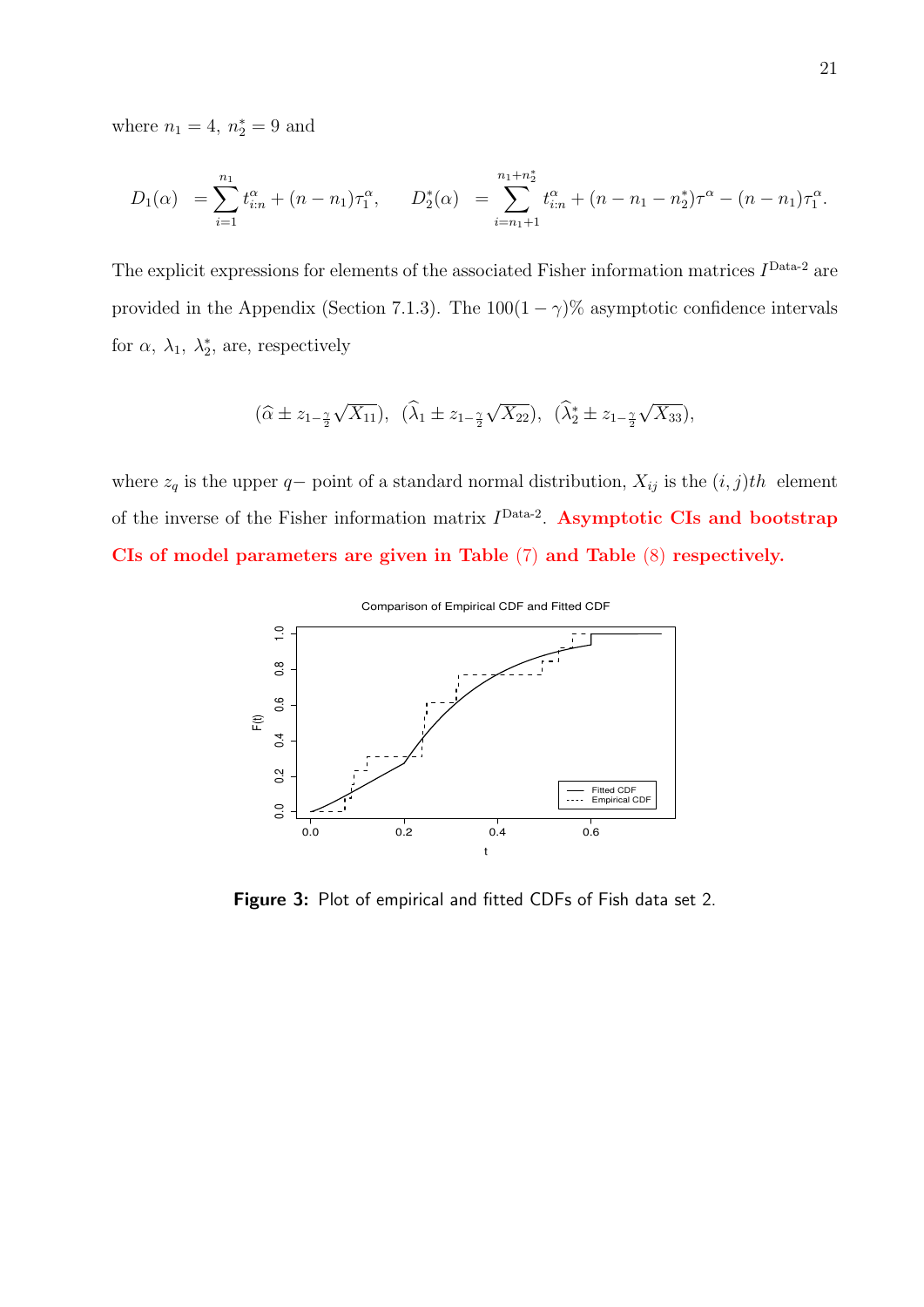where $n_1 = 4,\ n_2^* = 9$ and

$$D_1(\alpha) \ = \sum_{i=1}^{n_1} t_{i:n}^{\alpha} + (n - n_1)\tau_1^{\alpha}, \qquad D_2^*(\alpha) \ = \sum_{i=n_1+1}^{n_1+n_2^*} t_{i:n}^{\alpha} + (n - n_1 - n_2^*)\tau^{\alpha} - (n - n_1)\tau_1^{\alpha}.$$

The explicit expressions for elements of the associated Fisher information matrices $I^{\text{Data-2}}$ are provided in the Appendix (Section 7.1.3). The $100(1-\gamma)\%$ asymptotic confidence intervals for $\alpha,\ \lambda_1,\ \lambda_2^*$, are, respectively

$$(\widehat{\alpha} \pm z_{1-\frac{\gamma}{2}}\sqrt{X_{11}}),\ \ (\widehat{\lambda}_1 \pm z_{1-\frac{\gamma}{2}}\sqrt{X_{22}}),\ \ (\widehat{\lambda}_2^* \pm z_{1-\frac{\gamma}{2}}\sqrt{X_{33}}),$$

where $z_q$ is the upper $q-$ point of a standard normal distribution, $X_{ij}$ is the $(i,j)th$ element of the inverse of the Fisher information matrix $I^{\text{Data-2}}$. **Asymptotic CIs and bootstrap CIs of model parameters are given in Table (7) and Table (8) respectively.**

**Figure 3:** Plot of empirical and fitted CDFs of Fish data set 2.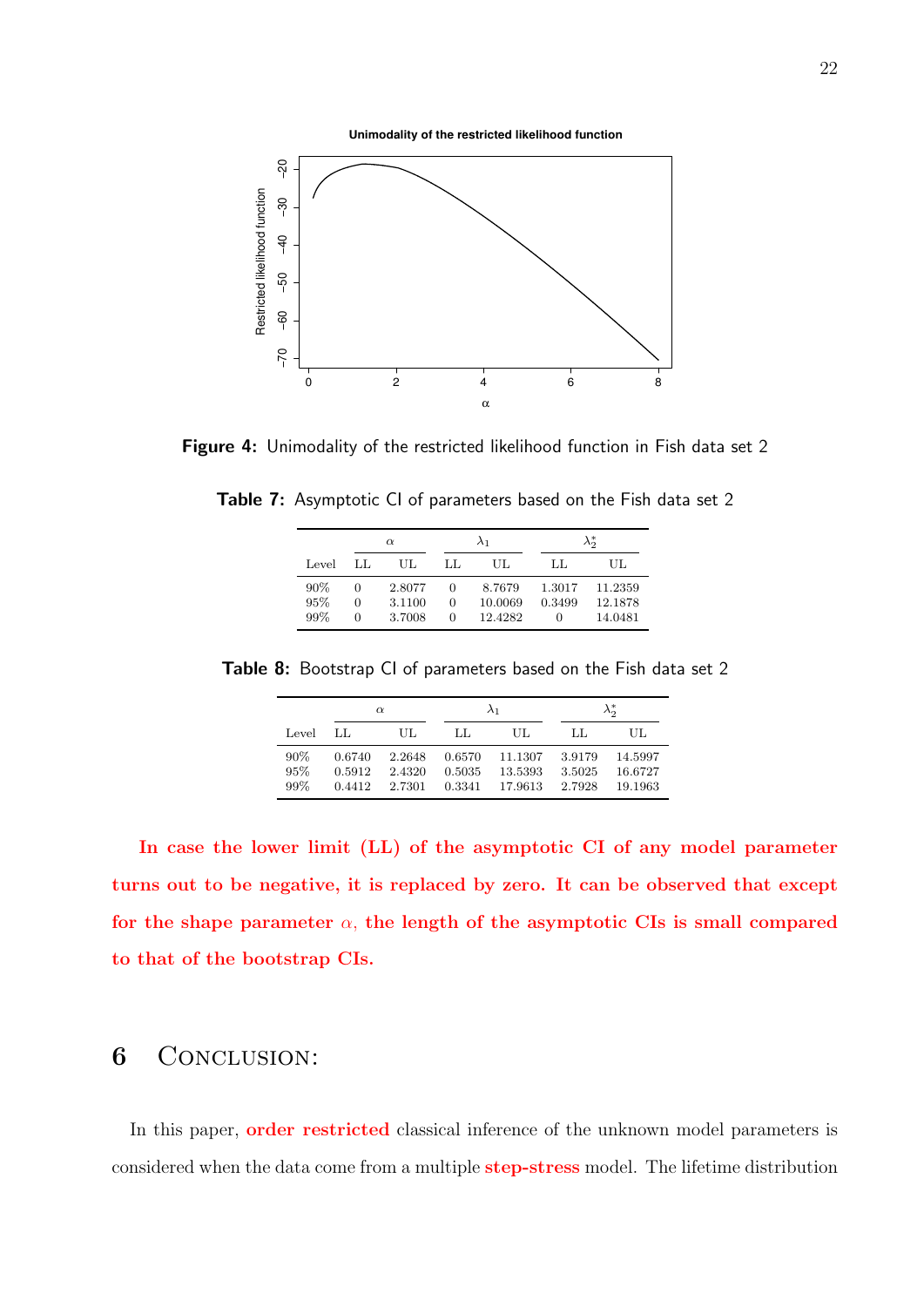Figure 4: Unimodality of the restricted likelihood function in Fish data set 2

Table 7: Asymptotic CI of parameters based on the Fish data set 2

| | $\alpha$ | | $\lambda_1$ | | $\lambda_2^*$ | |
|---|---|---|---|---|---|---|
| Level | LL | UL | LL | UL | LL | UL |
| 90% | 0 | 2.8077 | 0 | 8.7679 | 1.3017 | 11.2359 |
| 95% | 0 | 3.1100 | 0 | 10.0069 | 0.3499 | 12.1878 |
| 99% | 0 | 3.7008 | 0 | 12.4282 | 0 | 14.0481 |

Table 8: Bootstrap CI of parameters based on the Fish data set 2

| | $\alpha$ | | $\lambda_1$ | | $\lambda_2^*$ | |
|---|---|---|---|---|---|---|
| Level | LL | UL | LL | UL | LL | UL |
| 90% | 0.6740 | 2.2648 | 0.6570 | 11.1307 | 3.9179 | 14.5997 |
| 95% | 0.5912 | 2.4320 | 0.5035 | 13.5393 | 3.5025 | 16.6727 |
| 99% | 0.4412 | 2.7301 | 0.3341 | 17.9613 | 2.7928 | 19.1963 |

**In case the lower limit (LL) of the asymptotic CI of any model parameter turns out to be negative, it is replaced by zero. It can be observed that except for the shape parameter $\alpha$, the length of the asymptotic CIs is small compared to that of the bootstrap CIs.**

## 6 Conclusion:

In this paper, **order restricted** classical inference of the unknown model parameters is considered when the data come from a multiple **step-stress** model. The lifetime distribution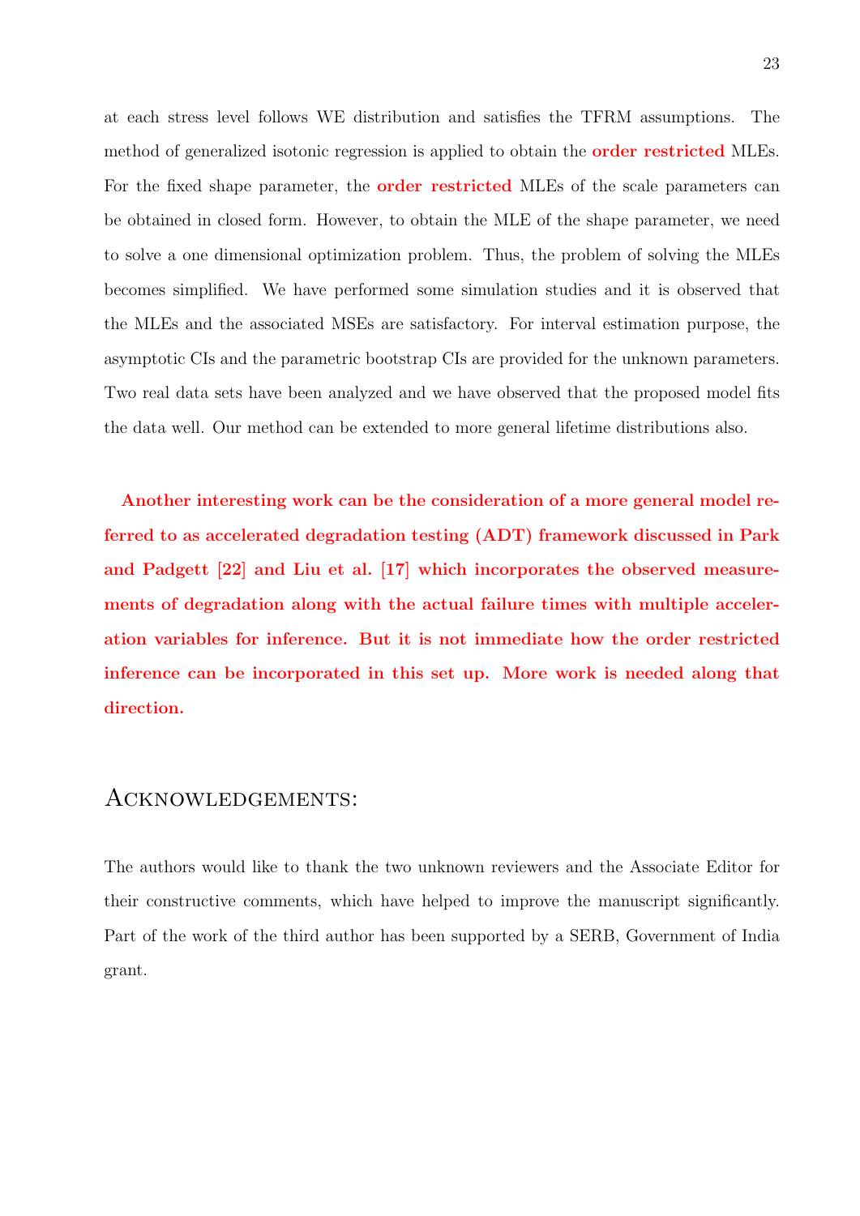at each stress level follows WE distribution and satisfies the TFRM assumptions. The method of generalized isotonic regression is applied to obtain the **order restricted** MLEs. For the fixed shape parameter, the **order restricted** MLEs of the scale parameters can be obtained in closed form. However, to obtain the MLE of the shape parameter, we need to solve a one dimensional optimization problem. Thus, the problem of solving the MLEs becomes simplified. We have performed some simulation studies and it is observed that the MLEs and the associated MSEs are satisfactory. For interval estimation purpose, the asymptotic CIs and the parametric bootstrap CIs are provided for the unknown parameters. Two real data sets have been analyzed and we have observed that the proposed model fits the data well. Our method can be extended to more general lifetime distributions also.

**Another interesting work can be the consideration of a more general model referred to as accelerated degradation testing (ADT) framework discussed in Park and Padgett [22] and Liu et al. [17] which incorporates the observed measurements of degradation along with the actual failure times with multiple acceleration variables for inference. But it is not immediate how the order restricted inference can be incorporated in this set up. More work is needed along that direction.**

## Acknowledgements:

The authors would like to thank the two unknown reviewers and the Associate Editor for their constructive comments, which have helped to improve the manuscript significantly. Part of the work of the third author has been supported by a SERB, Government of India grant.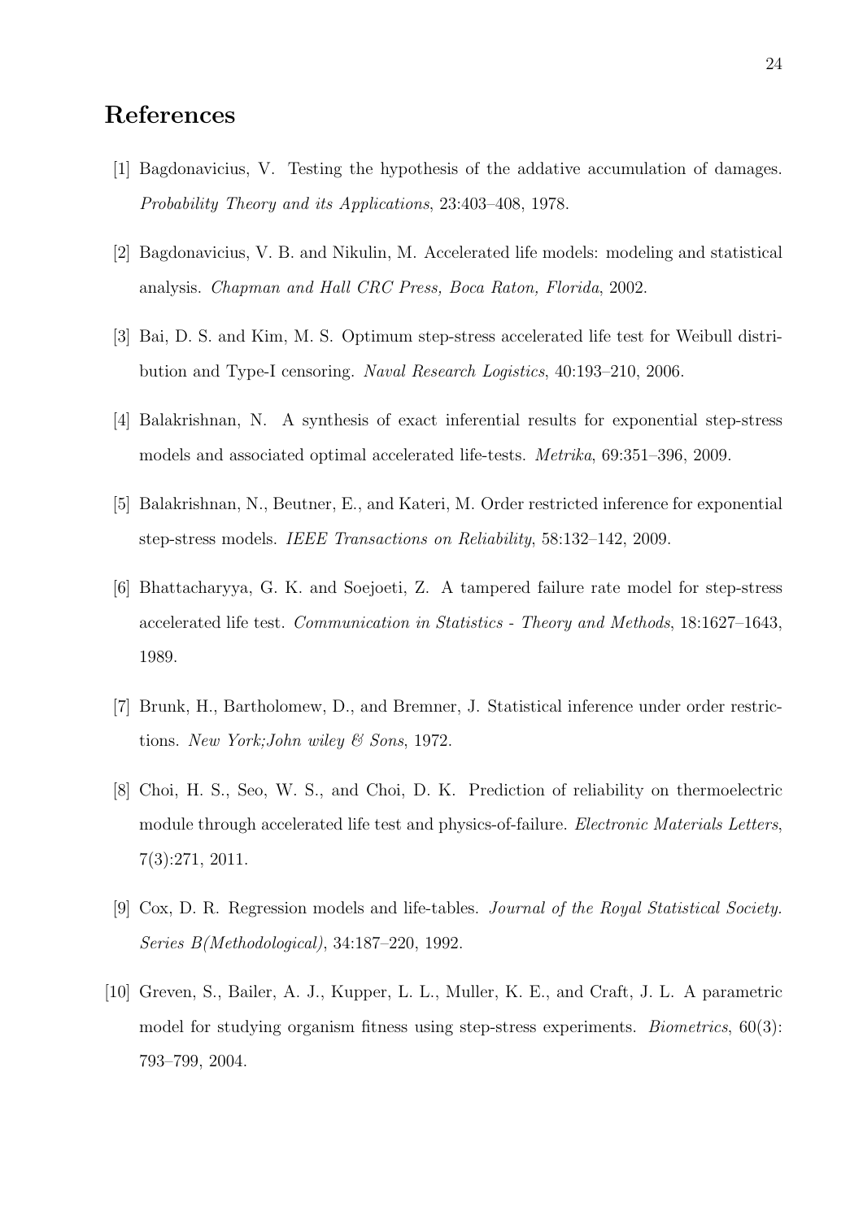# References

[1] Bagdonavicius, V. Testing the hypothesis of the addative accumulation of damages. *Probability Theory and its Applications*, 23:403–408, 1978.

[2] Bagdonavicius, V. B. and Nikulin, M. Accelerated life models: modeling and statistical analysis. *Chapman and Hall CRC Press, Boca Raton, Florida*, 2002.

[3] Bai, D. S. and Kim, M. S. Optimum step-stress accelerated life test for Weibull distribution and Type-I censoring. *Naval Research Logistics*, 40:193–210, 2006.

[4] Balakrishnan, N. A synthesis of exact inferential results for exponential step-stress models and associated optimal accelerated life-tests. *Metrika*, 69:351–396, 2009.

[5] Balakrishnan, N., Beutner, E., and Kateri, M. Order restricted inference for exponential step-stress models. *IEEE Transactions on Reliability*, 58:132–142, 2009.

[6] Bhattacharyya, G. K. and Soejoeti, Z. A tampered failure rate model for step-stress accelerated life test. *Communication in Statistics - Theory and Methods*, 18:1627–1643, 1989.

[7] Brunk, H., Bartholomew, D., and Bremner, J. Statistical inference under order restrictions. *New York;John wiley & Sons*, 1972.

[8] Choi, H. S., Seo, W. S., and Choi, D. K. Prediction of reliability on thermoelectric module through accelerated life test and physics-of-failure. *Electronic Materials Letters*, 7(3):271, 2011.

[9] Cox, D. R. Regression models and life-tables. *Journal of the Royal Statistical Society. Series B(Methodological)*, 34:187–220, 1992.

[10] Greven, S., Bailer, A. J., Kupper, L. L., Muller, K. E., and Craft, J. L. A parametric model for studying organism fitness using step-stress experiments. *Biometrics*, 60(3): 793–799, 2004.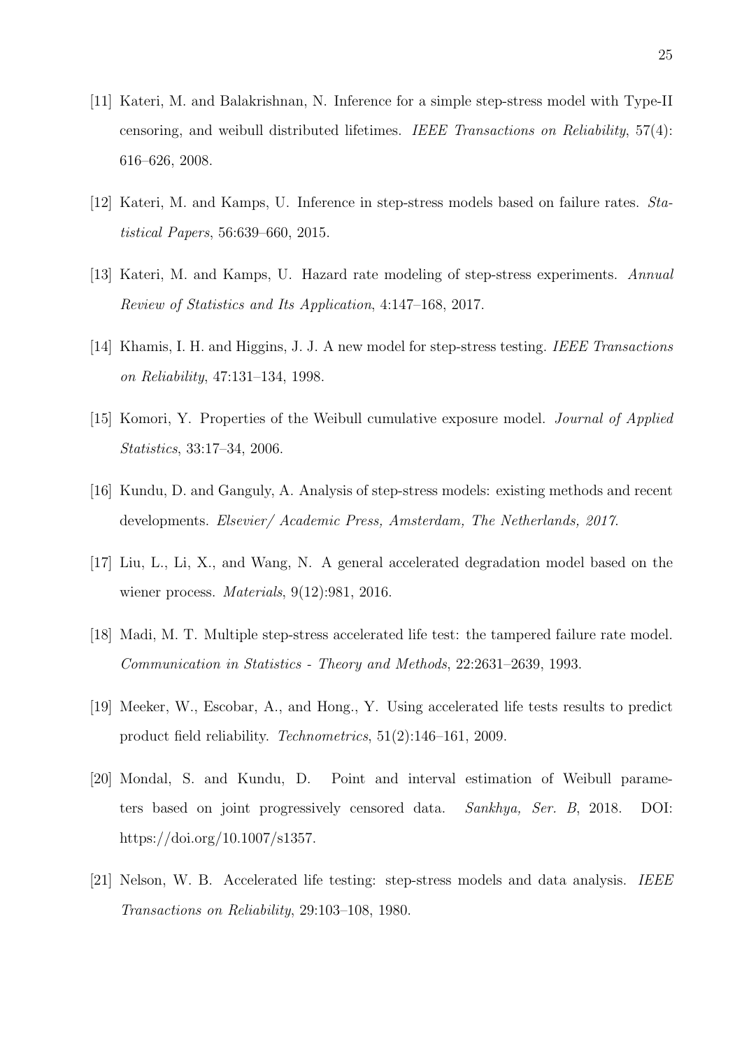[11] Kateri, M. and Balakrishnan, N. Inference for a simple step-stress model with Type-II censoring, and weibull distributed lifetimes. *IEEE Transactions on Reliability*, 57(4): 616–626, 2008.

[12] Kateri, M. and Kamps, U. Inference in step-stress models based on failure rates. *Statistical Papers*, 56:639–660, 2015.

[13] Kateri, M. and Kamps, U. Hazard rate modeling of step-stress experiments. *Annual Review of Statistics and Its Application*, 4:147–168, 2017.

[14] Khamis, I. H. and Higgins, J. J. A new model for step-stress testing. *IEEE Transactions on Reliability*, 47:131–134, 1998.

[15] Komori, Y. Properties of the Weibull cumulative exposure model. *Journal of Applied Statistics*, 33:17–34, 2006.

[16] Kundu, D. and Ganguly, A. Analysis of step-stress models: existing methods and recent developments. *Elsevier/ Academic Press, Amsterdam, The Netherlands, 2017*.

[17] Liu, L., Li, X., and Wang, N. A general accelerated degradation model based on the wiener process. *Materials*, 9(12):981, 2016.

[18] Madi, M. T. Multiple step-stress accelerated life test: the tampered failure rate model. *Communication in Statistics - Theory and Methods*, 22:2631–2639, 1993.

[19] Meeker, W., Escobar, A., and Hong., Y. Using accelerated life tests results to predict product field reliability. *Technometrics*, 51(2):146–161, 2009.

[20] Mondal, S. and Kundu, D. Point and interval estimation of Weibull parameters based on joint progressively censored data. *Sankhya, Ser. B*, 2018. DOI: https://doi.org/10.1007/s1357.

[21] Nelson, W. B. Accelerated life testing: step-stress models and data analysis. *IEEE Transactions on Reliability*, 29:103–108, 1980.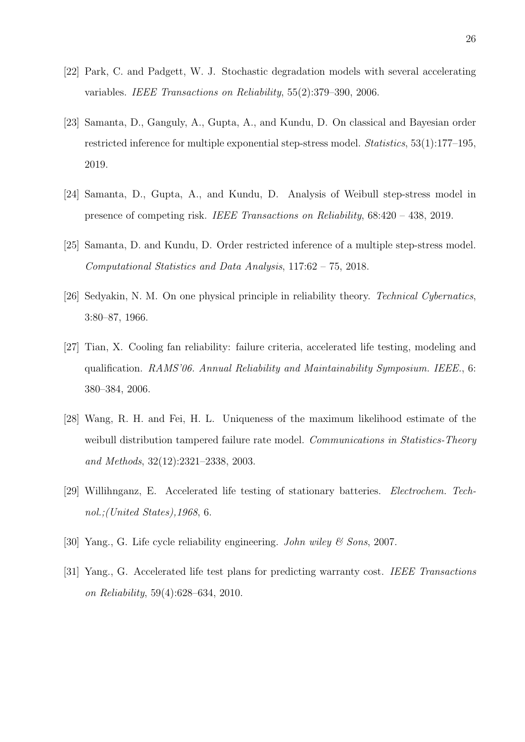[22] Park, C. and Padgett, W. J. Stochastic degradation models with several accelerating variables. *IEEE Transactions on Reliability*, 55(2):379–390, 2006.

[23] Samanta, D., Ganguly, A., Gupta, A., and Kundu, D. On classical and Bayesian order restricted inference for multiple exponential step-stress model. *Statistics*, 53(1):177–195, 2019.

[24] Samanta, D., Gupta, A., and Kundu, D. Analysis of Weibull step-stress model in presence of competing risk. *IEEE Transactions on Reliability*, 68:420 – 438, 2019.

[25] Samanta, D. and Kundu, D. Order restricted inference of a multiple step-stress model. *Computational Statistics and Data Analysis*, 117:62 – 75, 2018.

[26] Sedyakin, N. M. On one physical principle in reliability theory. *Technical Cybernatics*, 3:80–87, 1966.

[27] Tian, X. Cooling fan reliability: failure criteria, accelerated life testing, modeling and qualification. *RAMS'06. Annual Reliability and Maintainability Symposium. IEEE.*, 6: 380–384, 2006.

[28] Wang, R. H. and Fei, H. L. Uniqueness of the maximum likelihood estimate of the weibull distribution tampered failure rate model. *Communications in Statistics-Theory and Methods*, 32(12):2321–2338, 2003.

[29] Willihnganz, E. Accelerated life testing of stationary batteries. *Electrochem. Technol.;(United States),1968*, 6.

[30] Yang., G. Life cycle reliability engineering. *John wiley & Sons*, 2007.

[31] Yang., G. Accelerated life test plans for predicting warranty cost. *IEEE Transactions on Reliability*, 59(4):628–634, 2010.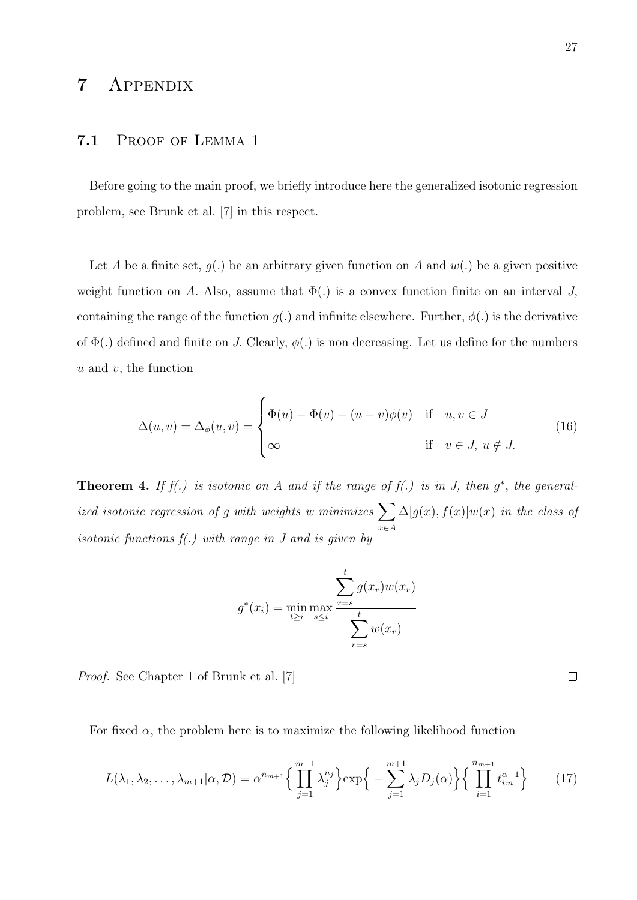# 7 Appendix

## 7.1 Proof of Lemma 1

Before going to the main proof, we briefly introduce here the generalized isotonic regression problem, see Brunk et al. [7] in this respect.

Let $A$ be a finite set, $g(.)$ be an arbitrary given function on $A$ and $w(.)$ be a given positive weight function on $A$. Also, assume that $\Phi(.)$ is a convex function finite on an interval $J$, containing the range of the function $g(.)$ and infinite elsewhere. Further, $\phi(.)$ is the derivative of $\Phi(.)$ defined and finite on $J$. Clearly, $\phi(.)$ is non decreasing. Let us define for the numbers $u$ and $v$, the function

$$\Delta(u,v) = \Delta_{\phi}(u,v) = \begin{cases} \Phi(u) - \Phi(v) - (u-v)\phi(v) & \text{if} \quad u, v \in J \\ \infty & \text{if} \quad v \in J,\ u \notin J. \end{cases} \tag{16}$$

**Theorem 4.** *If f(.) is isotonic on A and if the range of f(.) is in J, then $g^*$, the generalized isotonic regression of g with weights w minimizes $\sum_{x \in A} \Delta[g(x), f(x)]w(x)$ in the class of isotonic functions f(.) with range in J and is given by*

$$g^*(x_i) = \min_{t \geq i} \max_{s \leq i} \frac{\sum_{r=s}^{t} g(x_r)w(x_r)}{\sum_{r=s}^{t} w(x_r)}$$

*Proof.* See Chapter 1 of Brunk et al. [7] $\square$

For fixed $\alpha$, the problem here is to maximize the following likelihood function

$$L(\lambda_1, \lambda_2, \ldots, \lambda_{m+1}|\alpha, \mathcal{D}) = \alpha^{\bar{n}_{m+1}} \Big\{ \prod_{j=1}^{m+1} \lambda_j^{n_j} \Big\} \exp\Big\{ -\sum_{j=1}^{m+1} \lambda_j D_j(\alpha) \Big\} \Big\{ \prod_{i=1}^{\bar{n}_{m+1}} t_{i:n}^{\alpha-1} \Big\} \tag{17}$$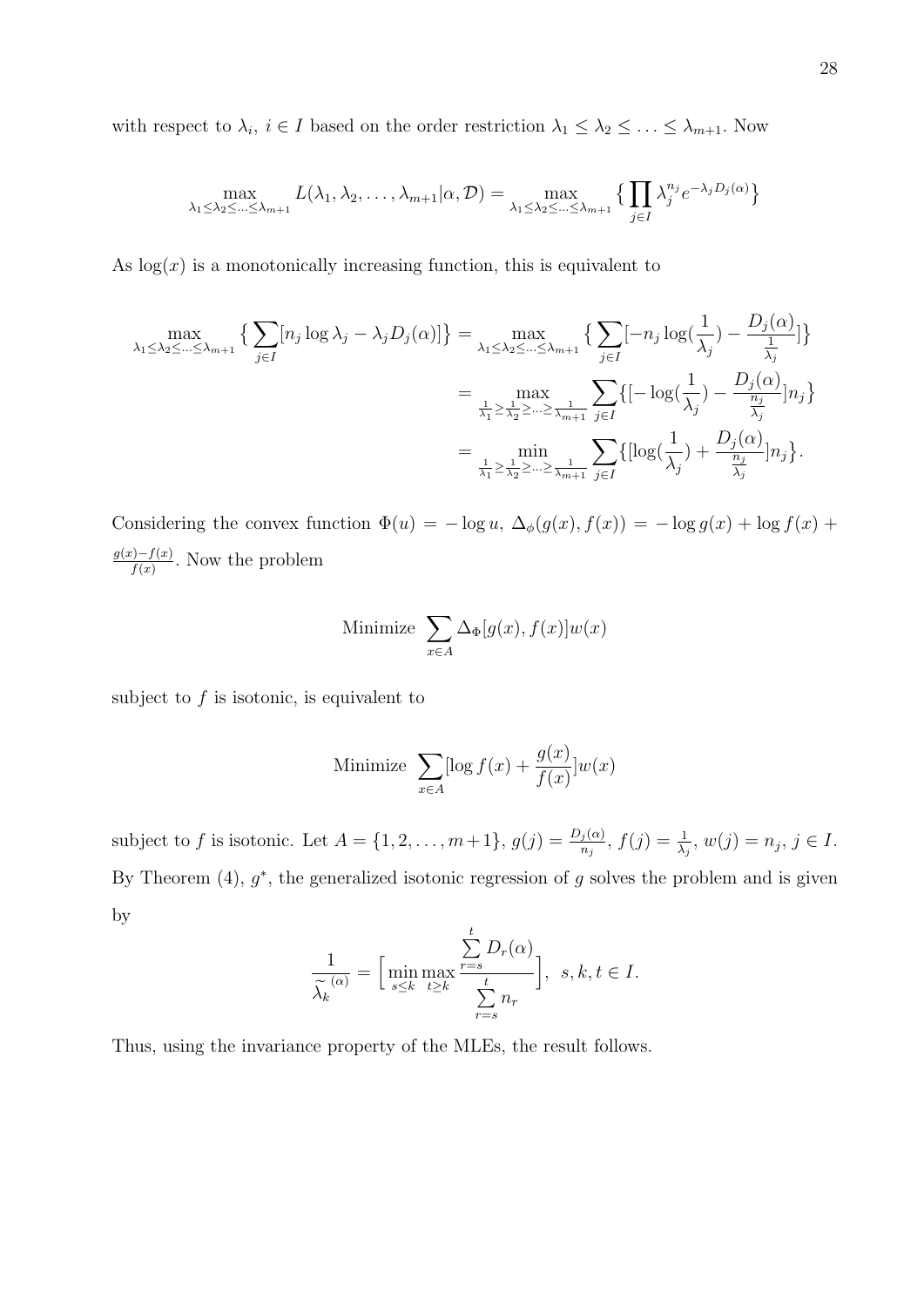with respect to $\lambda_i$, $i \in I$ based on the order restriction $\lambda_1 \leq \lambda_2 \leq \ldots \leq \lambda_{m+1}$. Now

$$\max_{\lambda_1 \leq \lambda_2 \leq \ldots \leq \lambda_{m+1}} L(\lambda_1, \lambda_2, \ldots, \lambda_{m+1} | \alpha, \mathcal{D}) = \max_{\lambda_1 \leq \lambda_2 \leq \ldots \leq \lambda_{m+1}} \Big\{ \prod_{j \in I} \lambda_j^{n_j} e^{-\lambda_j D_j(\alpha)} \Big\}$$

As $\log(x)$ is a monotonically increasing function, this is equivalent to

$$\begin{aligned}
\max_{\lambda_1 \leq \lambda_2 \leq \ldots \leq \lambda_{m+1}} \Big\{ \sum_{j \in I} [n_j \log \lambda_j - \lambda_j D_j(\alpha)] \Big\} &= \max_{\lambda_1 \leq \lambda_2 \leq \ldots \leq \lambda_{m+1}} \Big\{ \sum_{j \in I} [-n_j \log(\frac{1}{\lambda_j}) - \frac{D_j(\alpha)}{\frac{1}{\lambda_j}}] \Big\} \\
&= \max_{\frac{1}{\lambda_1} \geq \frac{1}{\lambda_2} \geq \ldots \geq \frac{1}{\lambda_{m+1}}} \sum_{j \in I} \Big\{ [-\log(\frac{1}{\lambda_j}) - \frac{D_j(\alpha)}{\frac{n_j}{\lambda_j}}] n_j \Big\} \\
&= \min_{\frac{1}{\lambda_1} \geq \frac{1}{\lambda_2} \geq \ldots \geq \frac{1}{\lambda_{m+1}}} \sum_{j \in I} \Big\{ [\log(\frac{1}{\lambda_j}) + \frac{D_j(\alpha)}{\frac{n_j}{\lambda_j}}] n_j \Big\}.
\end{aligned}$$

Considering the convex function $\Phi(u) = -\log u$, $\Delta_\phi(g(x), f(x)) = -\log g(x) + \log f(x) + \frac{g(x) - f(x)}{f(x)}$. Now the problem

$$\text{Minimize } \sum_{x \in A} \Delta_\Phi[g(x), f(x)] w(x)$$

subject to $f$ is isotonic, is equivalent to

$$\text{Minimize } \sum_{x \in A} [\log f(x) + \frac{g(x)}{f(x)}] w(x)$$

subject to $f$ is isotonic. Let $A = \{1, 2, \ldots, m+1\}$, $g(j) = \frac{D_j(\alpha)}{n_j}$, $f(j) = \frac{1}{\lambda_j}$, $w(j) = n_j$, $j \in I$. By Theorem (4), $g^*$, the generalized isotonic regression of $g$ solves the problem and is given by

$$\frac{1}{\widetilde{\lambda}_k^{(\alpha)}} = \Big[ \min_{s \leq k} \max_{t \geq k} \frac{\sum_{r=s}^{t} D_r(\alpha)}{\sum_{r=s}^{t} n_r} \Big], \;\; s, k, t \in I.$$

Thus, using the invariance property of the MLEs, the result follows.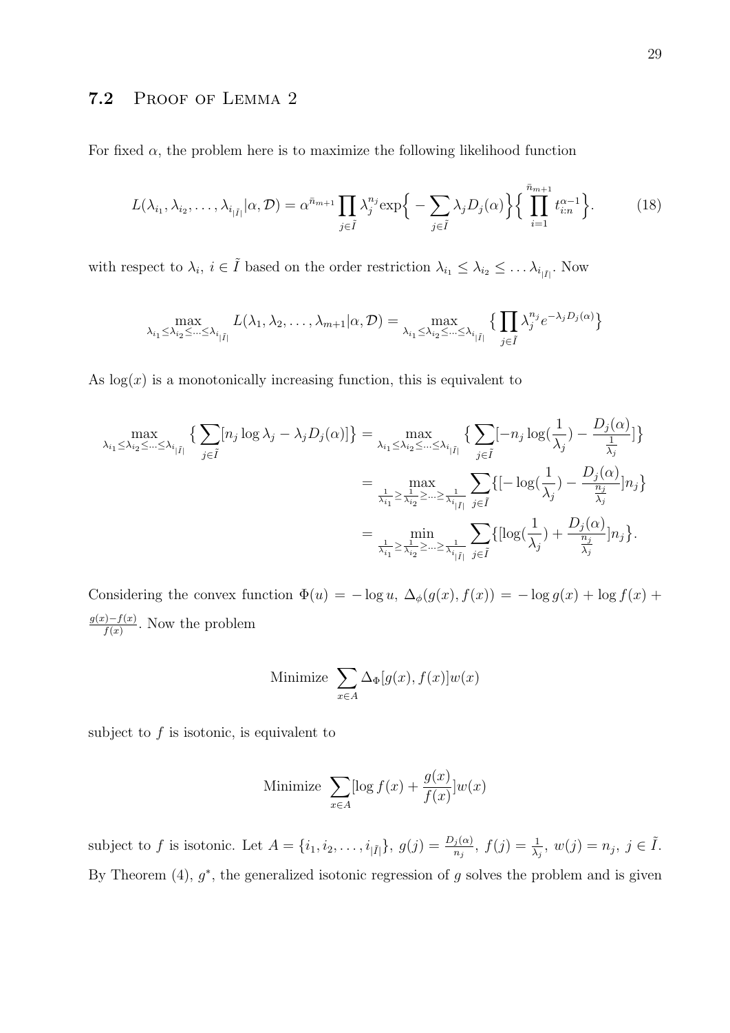### 7.2 Proof of Lemma 2

For fixed $\alpha$, the problem here is to maximize the following likelihood function

$$L(\lambda_{i_1}, \lambda_{i_2}, \ldots, \lambda_{i_{|\tilde{I}|}}|\alpha, \mathcal{D}) = \alpha^{\bar{n}_{m+1}} \prod_{j \in \tilde{I}} \lambda_j^{n_j} \exp\Big\{ -\sum_{j \in \tilde{I}} \lambda_j D_j(\alpha) \Big\} \Big\{ \prod_{i=1}^{\bar{n}_{m+1}} t_{i:n}^{\alpha-1} \Big\}. \tag{18}$$

with respect to $\lambda_i,\ i \in \tilde{I}$ based on the order restriction $\lambda_{i_1} \leq \lambda_{i_2} \leq \ldots \lambda_{i_{|\tilde{I}|}}$. Now

$$\max_{\lambda_{i_1} \leq \lambda_{i_2} \leq \cdots \leq \lambda_{i_{|\tilde{I}|}}} L(\lambda_1, \lambda_2, \ldots, \lambda_{m+1}|\alpha, \mathcal{D}) = \max_{\lambda_{i_1} \leq \lambda_{i_2} \leq \cdots \leq \lambda_{i_{|\tilde{I}|}}} \Big\{ \prod_{j \in \tilde{I}} \lambda_j^{n_j} e^{-\lambda_j D_j(\alpha)} \Big\}$$

As $\log(x)$ is a monotonically increasing function, this is equivalent to

$$\begin{aligned}
\max_{\lambda_{i_1} \leq \lambda_{i_2} \leq \cdots \leq \lambda_{i_{|\tilde{I}|}}} \Big\{ \sum_{j \in \tilde{I}} [n_j \log \lambda_j - \lambda_j D_j(\alpha)] \Big\} &= \max_{\lambda_{i_1} \leq \lambda_{i_2} \leq \cdots \leq \lambda_{i_{|\tilde{I}|}}} \Big\{ \sum_{j \in \tilde{I}} [-n_j \log(\frac{1}{\lambda_j}) - \frac{D_j(\alpha)}{\frac{1}{\lambda_j}}] \Big\} \\
&= \max_{\frac{1}{\lambda_{i_1}} \geq \frac{1}{\lambda_{i_2}} \geq \cdots \geq \frac{1}{\lambda_{i_{|\tilde{I}|}}}} \sum_{j \in \tilde{I}} \Big\{ [-\log(\frac{1}{\lambda_j}) - \frac{D_j(\alpha)}{\frac{n_j}{\lambda_j}}] n_j \Big\} \\
&= \min_{\frac{1}{\lambda_{i_1}} \geq \frac{1}{\lambda_{i_2}} \geq \cdots \geq \frac{1}{\lambda_{i_{|\tilde{I}|}}}} \sum_{j \in \tilde{I}} \Big\{ [\log(\frac{1}{\lambda_j}) + \frac{D_j(\alpha)}{\frac{n_j}{\lambda_j}}] n_j \Big\}.
\end{aligned}$$

Considering the convex function $\Phi(u) = -\log u$, $\Delta_\phi(g(x), f(x)) = -\log g(x) + \log f(x) + \frac{g(x) - f(x)}{f(x)}$. Now the problem

$$\text{Minimize } \sum_{x \in A} \Delta_\Phi[g(x), f(x)] w(x)$$

subject to $f$ is isotonic, is equivalent to

$$\text{Minimize } \sum_{x \in A} [\log f(x) + \frac{g(x)}{f(x)}] w(x)$$

subject to $f$ is isotonic. Let $A = \{i_1, i_2, \ldots, i_{|\tilde{I}|}\}$, $g(j) = \frac{D_j(\alpha)}{n_j}$, $f(j) = \frac{1}{\lambda_j}$, $w(j) = n_j$, $j \in \tilde{I}$. By Theorem (4), $g^*$, the generalized isotonic regression of $g$ solves the problem and is given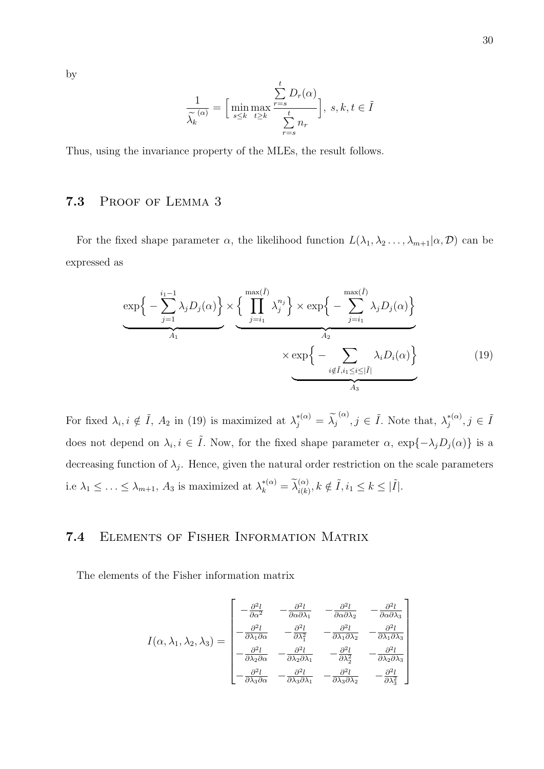by

$$
\frac{1}{\widetilde{\lambda}_k^{(\alpha)}} = \Big[\min_{s\leq k}\max_{t\geq k}\frac{\sum_{r=s}^{t} D_r(\alpha)}{\sum_{r=s}^{t} n_r}\Big],\ s,k,t\in\tilde{I}
$$

Thus, using the invariance property of the MLEs, the result follows.

## 7.3 Proof of Lemma 3

For the fixed shape parameter $\alpha$, the likelihood function $L(\lambda_1,\lambda_2\ldots,\lambda_{m+1}|\alpha,\mathcal{D})$ can be expressed as

$$
\underbrace{\exp\Big\{-\sum_{j=1}^{i_1-1}\lambda_j D_j(\alpha)\Big\}}_{A_1}\times\underbrace{\Big\{\prod_{j=i_1}^{\max(\tilde{I})}\lambda_j^{n_j}\Big\}\times\exp\Big\{-\sum_{j=i_1}^{\max(\tilde{I})}\lambda_j D_j(\alpha)\Big\}}_{A_2}\times\underbrace{\exp\Big\{-\sum_{i\notin\tilde{I},i_1\leq i\leq|\tilde{I}|}\lambda_i D_i(\alpha)\Big\}}_{A_3} \tag{19}
$$

For fixed $\lambda_i, i\notin\tilde{I}$, $A_2$ in (19) is maximized at $\lambda_j^{*(\alpha)}=\widetilde{\lambda}_j^{(\alpha)}, j\in\tilde{I}$. Note that, $\lambda_j^{*(\alpha)}, j\in\tilde{I}$ does not depend on $\lambda_i, i\in\tilde{I}$. Now, for the fixed shape parameter $\alpha$, $\exp\{-\lambda_j D_j(\alpha)\}$ is a decreasing function of $\lambda_j$. Hence, given the natural order restriction on the scale parameters i.e $\lambda_1\leq\ldots\leq\lambda_{m+1}$, $A_3$ is maximized at $\lambda_k^{*(\alpha)}=\widetilde{\lambda}_{i(k)}^{(\alpha)}, k\notin\tilde{I}, i_1\leq k\leq|\tilde{I}|$.

## 7.4 Elements of Fisher Information Matrix

The elements of the Fisher information matrix

$$
I(\alpha,\lambda_1,\lambda_2,\lambda_3)=\begin{bmatrix}
-\frac{\partial^2 l}{\partial\alpha^2} & -\frac{\partial^2 l}{\partial\alpha\partial\lambda_1} & -\frac{\partial^2 l}{\partial\alpha\partial\lambda_2} & -\frac{\partial^2 l}{\partial\alpha\partial\lambda_3}\\
-\frac{\partial^2 l}{\partial\lambda_1\partial\alpha} & -\frac{\partial^2 l}{\partial\lambda_1^2} & -\frac{\partial^2 l}{\partial\lambda_1\partial\lambda_2} & -\frac{\partial^2 l}{\partial\lambda_1\partial\lambda_3}\\
-\frac{\partial^2 l}{\partial\lambda_2\partial\alpha} & -\frac{\partial^2 l}{\partial\lambda_2\partial\lambda_1} & -\frac{\partial^2 l}{\partial\lambda_2^2} & -\frac{\partial^2 l}{\partial\lambda_2\partial\lambda_3}\\
-\frac{\partial^2 l}{\partial\lambda_3\partial\alpha} & -\frac{\partial^2 l}{\partial\lambda_3\partial\lambda_1} & -\frac{\partial^2 l}{\partial\lambda_3\partial\lambda_2} & -\frac{\partial^2 l}{\partial\lambda_3^2}
\end{bmatrix}
$$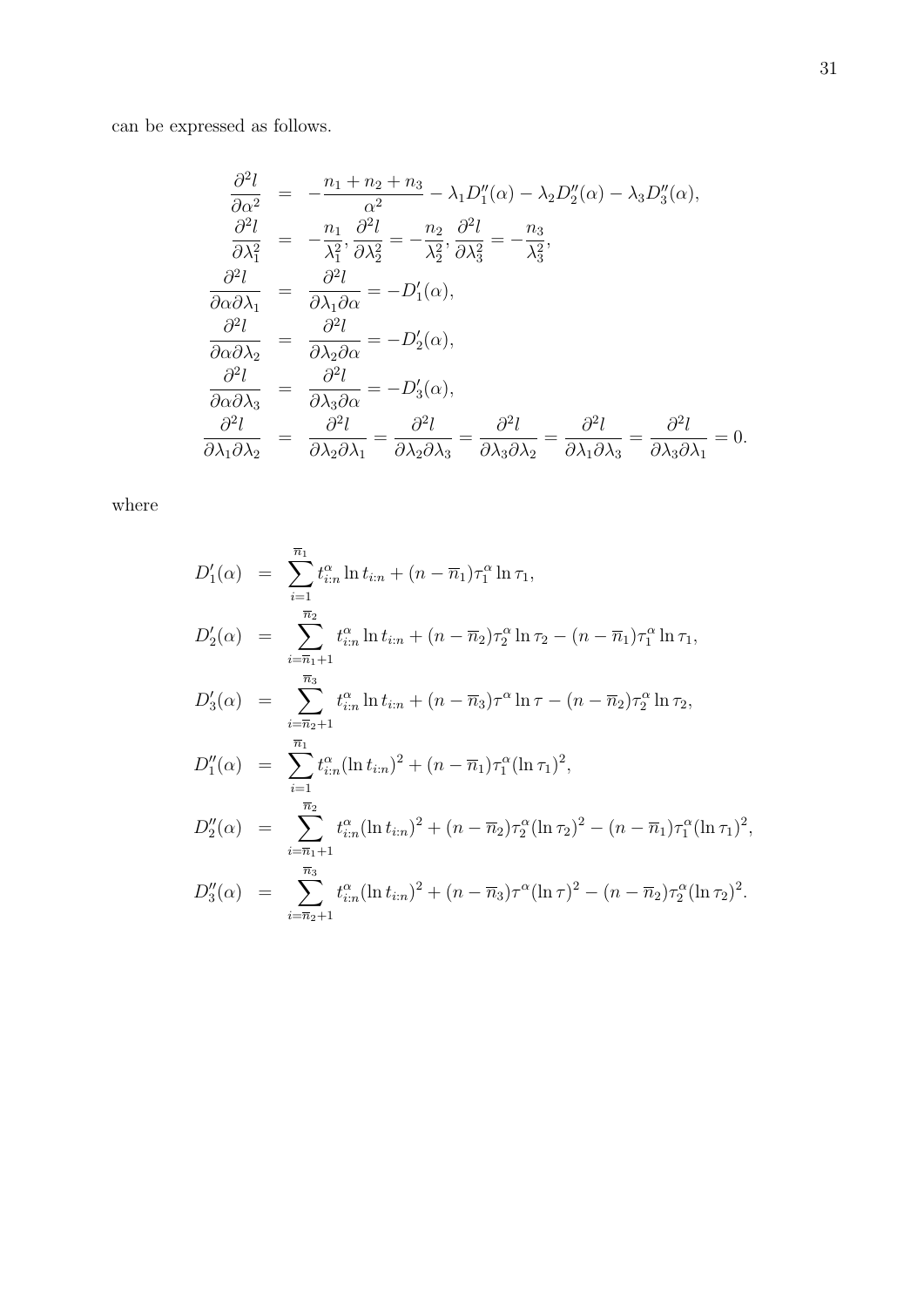can be expressed as follows.

$$
\begin{aligned}
\frac{\partial^2 l}{\partial \alpha^2} &= -\frac{n_1+n_2+n_3}{\alpha^2} - \lambda_1 D_1''(\alpha) - \lambda_2 D_2''(\alpha) - \lambda_3 D_3''(\alpha), \\
\frac{\partial^2 l}{\partial \lambda_1^2} &= -\frac{n_1}{\lambda_1^2}, \frac{\partial^2 l}{\partial \lambda_2^2} = -\frac{n_2}{\lambda_2^2}, \frac{\partial^2 l}{\partial \lambda_3^2} = -\frac{n_3}{\lambda_3^2}, \\
\frac{\partial^2 l}{\partial \alpha \partial \lambda_1} &= \frac{\partial^2 l}{\partial \lambda_1 \partial \alpha} = -D_1'(\alpha), \\
\frac{\partial^2 l}{\partial \alpha \partial \lambda_2} &= \frac{\partial^2 l}{\partial \lambda_2 \partial \alpha} = -D_2'(\alpha), \\
\frac{\partial^2 l}{\partial \alpha \partial \lambda_3} &= \frac{\partial^2 l}{\partial \lambda_3 \partial \alpha} = -D_3'(\alpha), \\
\frac{\partial^2 l}{\partial \lambda_1 \partial \lambda_2} &= \frac{\partial^2 l}{\partial \lambda_2 \partial \lambda_1} = \frac{\partial^2 l}{\partial \lambda_2 \partial \lambda_3} = \frac{\partial^2 l}{\partial \lambda_3 \partial \lambda_2} = \frac{\partial^2 l}{\partial \lambda_1 \partial \lambda_3} = \frac{\partial^2 l}{\partial \lambda_3 \partial \lambda_1} = 0.
\end{aligned}
$$

where

$$
\begin{aligned}
D_1'(\alpha) &= \sum_{i=1}^{\overline{n}_1} t_{i:n}^{\alpha} \ln t_{i:n} + (n-\overline{n}_1)\tau_1^{\alpha} \ln \tau_1, \\
D_2'(\alpha) &= \sum_{i=\overline{n}_1+1}^{\overline{n}_2} t_{i:n}^{\alpha} \ln t_{i:n} + (n-\overline{n}_2)\tau_2^{\alpha} \ln \tau_2 - (n-\overline{n}_1)\tau_1^{\alpha} \ln \tau_1, \\
D_3'(\alpha) &= \sum_{i=\overline{n}_2+1}^{\overline{n}_3} t_{i:n}^{\alpha} \ln t_{i:n} + (n-\overline{n}_3)\tau^{\alpha} \ln \tau - (n-\overline{n}_2)\tau_2^{\alpha} \ln \tau_2, \\
D_1''(\alpha) &= \sum_{i=1}^{\overline{n}_1} t_{i:n}^{\alpha} (\ln t_{i:n})^2 + (n-\overline{n}_1)\tau_1^{\alpha} (\ln \tau_1)^2, \\
D_2''(\alpha) &= \sum_{i=\overline{n}_1+1}^{\overline{n}_2} t_{i:n}^{\alpha} (\ln t_{i:n})^2 + (n-\overline{n}_2)\tau_2^{\alpha} (\ln \tau_2)^2 - (n-\overline{n}_1)\tau_1^{\alpha} (\ln \tau_1)^2, \\
D_3''(\alpha) &= \sum_{i=\overline{n}_2+1}^{\overline{n}_3} t_{i:n}^{\alpha} (\ln t_{i:n})^2 + (n-\overline{n}_3)\tau^{\alpha} (\ln \tau)^2 - (n-\overline{n}_2)\tau_2^{\alpha} (\ln \tau_2)^2.
\end{aligned}
$$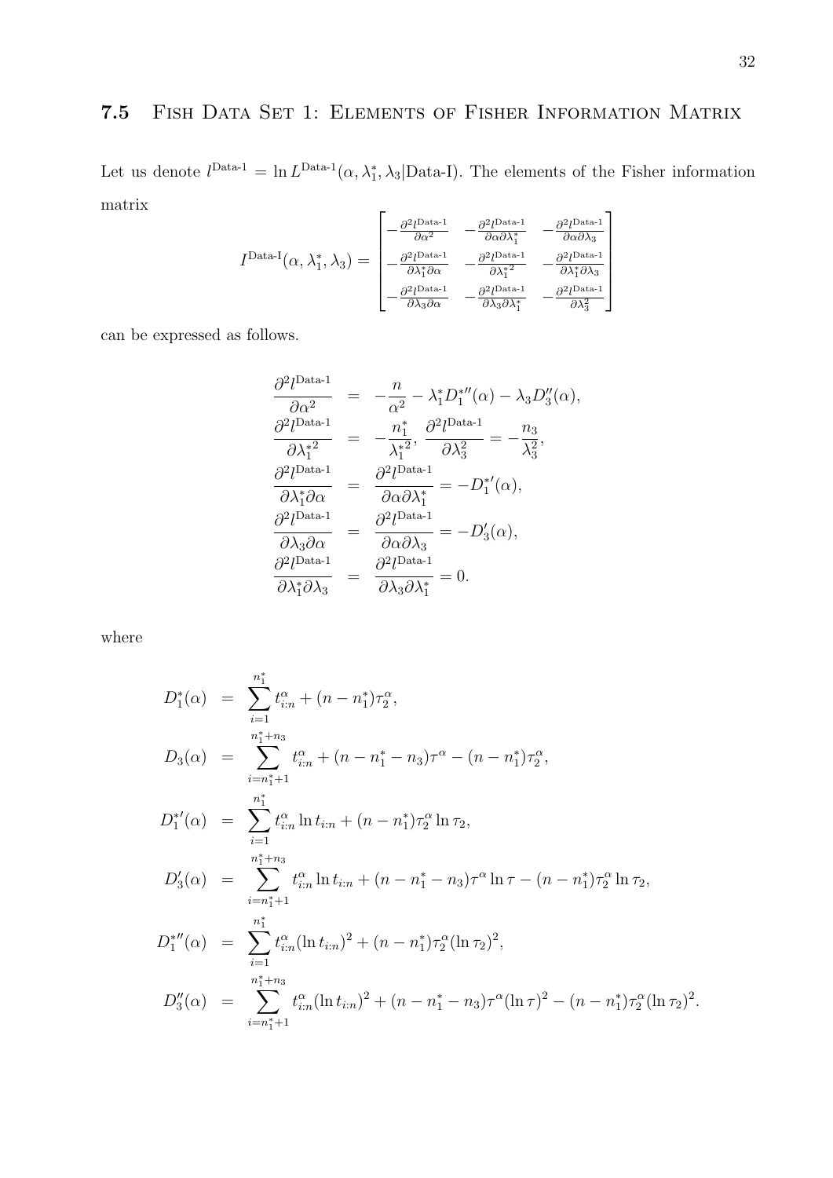## 7.5 Fish Data Set 1: Elements of Fisher Information Matrix

Let us denote $l^{\text{Data-1}} = \ln L^{\text{Data-1}}(\alpha, \lambda_1^*, \lambda_3|\text{Data-I})$. The elements of the Fisher information matrix

$$I^{\text{Data-I}}(\alpha, \lambda_1^*, \lambda_3) = \begin{bmatrix} -\frac{\partial^2 l^{\text{Data-1}}}{\partial \alpha^2} & -\frac{\partial^2 l^{\text{Data-1}}}{\partial \alpha \partial \lambda_1^*} & -\frac{\partial^2 l^{\text{Data-1}}}{\partial \alpha \partial \lambda_3} \\ -\frac{\partial^2 l^{\text{Data-1}}}{\partial \lambda_1^* \partial \alpha} & -\frac{\partial^2 l^{\text{Data-1}}}{\partial \lambda_1^{*2}} & -\frac{\partial^2 l^{\text{Data-1}}}{\partial \lambda_1^* \partial \lambda_3} \\ -\frac{\partial^2 l^{\text{Data-1}}}{\partial \lambda_3 \partial \alpha} & -\frac{\partial^2 l^{\text{Data-1}}}{\partial \lambda_3 \partial \lambda_1^*} & -\frac{\partial^2 l^{\text{Data-1}}}{\partial \lambda_3^2} \end{bmatrix}$$

can be expressed as follows.

$$\begin{aligned}
\frac{\partial^2 l^{\text{Data-1}}}{\partial \alpha^2} &= -\frac{n}{\alpha^2} - \lambda_1^* D_1^{*\prime\prime}(\alpha) - \lambda_3 D_3^{\prime\prime}(\alpha), \\
\frac{\partial^2 l^{\text{Data-1}}}{\partial \lambda_1^{*2}} &= -\frac{n_1^*}{\lambda_1^{*2}}, \ \frac{\partial^2 l^{\text{Data-1}}}{\partial \lambda_3^2} = -\frac{n_3}{\lambda_3^2}, \\
\frac{\partial^2 l^{\text{Data-1}}}{\partial \lambda_1^* \partial \alpha} &= \frac{\partial^2 l^{\text{Data-1}}}{\partial \alpha \partial \lambda_1^*} = -D_1^{*\prime}(\alpha), \\
\frac{\partial^2 l^{\text{Data-1}}}{\partial \lambda_3 \partial \alpha} &= \frac{\partial^2 l^{\text{Data-1}}}{\partial \alpha \partial \lambda_3} = -D_3^{\prime}(\alpha), \\
\frac{\partial^2 l^{\text{Data-1}}}{\partial \lambda_1^* \partial \lambda_3} &= \frac{\partial^2 l^{\text{Data-1}}}{\partial \lambda_3 \partial \lambda_1^*} = 0.
\end{aligned}$$

where

$$\begin{aligned}
D_1^*(\alpha) &= \sum_{i=1}^{n_1^*} t_{i:n}^{\alpha} + (n - n_1^*)\tau_2^{\alpha}, \\
D_3(\alpha) &= \sum_{i=n_1^*+1}^{n_1^*+n_3} t_{i:n}^{\alpha} + (n - n_1^* - n_3)\tau^{\alpha} - (n - n_1^*)\tau_2^{\alpha}, \\
D_1^{*\prime}(\alpha) &= \sum_{i=1}^{n_1^*} t_{i:n}^{\alpha} \ln t_{i:n} + (n - n_1^*)\tau_2^{\alpha} \ln \tau_2, \\
D_3^{\prime}(\alpha) &= \sum_{i=n_1^*+1}^{n_1^*+n_3} t_{i:n}^{\alpha} \ln t_{i:n} + (n - n_1^* - n_3)\tau^{\alpha} \ln \tau - (n - n_1^*)\tau_2^{\alpha} \ln \tau_2, \\
D_1^{*\prime\prime}(\alpha) &= \sum_{i=1}^{n_1^*} t_{i:n}^{\alpha} (\ln t_{i:n})^2 + (n - n_1^*)\tau_2^{\alpha} (\ln \tau_2)^2, \\
D_3^{\prime\prime}(\alpha) &= \sum_{i=n_1^*+1}^{n_1^*+n_3} t_{i:n}^{\alpha} (\ln t_{i:n})^2 + (n - n_1^* - n_3)\tau^{\alpha} (\ln \tau)^2 - (n - n_1^*)\tau_2^{\alpha} (\ln \tau_2)^2.
\end{aligned}$$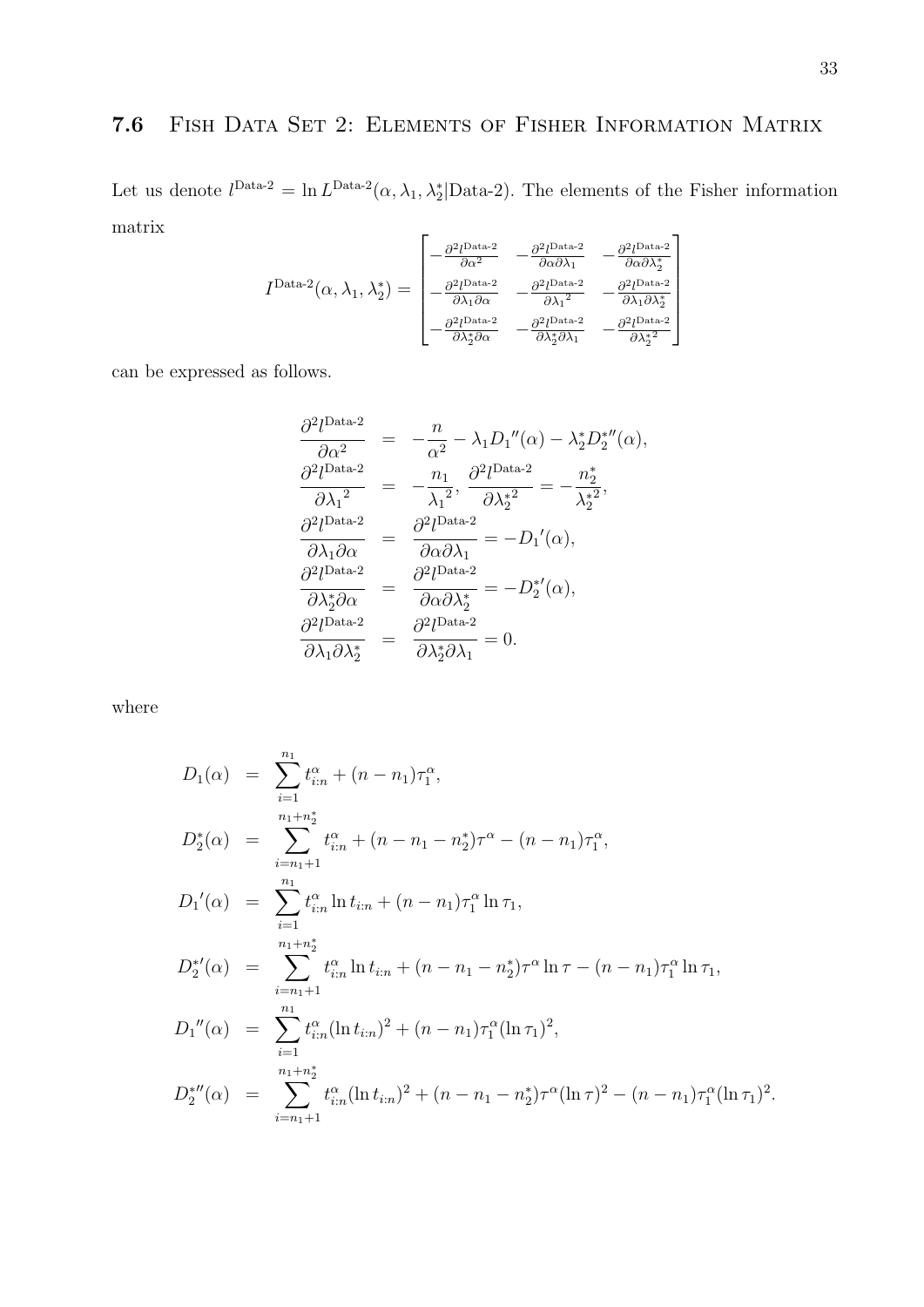## 7.6 Fish Data Set 2: Elements of Fisher Information Matrix

Let us denote $l^{\text{Data-2}} = \ln L^{\text{Data-2}}(\alpha, \lambda_1, \lambda_2^* | \text{Data-2})$. The elements of the Fisher information matrix

$$I^{\text{Data-2}}(\alpha, \lambda_1, \lambda_2^*) = \begin{bmatrix} -\frac{\partial^2 l^{\text{Data-2}}}{\partial \alpha^2} & -\frac{\partial^2 l^{\text{Data-2}}}{\partial \alpha \partial \lambda_1} & -\frac{\partial^2 l^{\text{Data-2}}}{\partial \alpha \partial \lambda_2^*} \\ -\frac{\partial^2 l^{\text{Data-2}}}{\partial \lambda_1 \partial \alpha} & -\frac{\partial^2 l^{\text{Data-2}}}{\partial {\lambda_1}^2} & -\frac{\partial^2 l^{\text{Data-2}}}{\partial \lambda_1 \partial \lambda_2^*} \\ -\frac{\partial^2 l^{\text{Data-2}}}{\partial \lambda_2^* \partial \alpha} & -\frac{\partial^2 l^{\text{Data-2}}}{\partial \lambda_2^* \partial \lambda_1} & -\frac{\partial^2 l^{\text{Data-2}}}{\partial {\lambda_2^*}^2} \end{bmatrix}$$

can be expressed as follows.

$$\begin{aligned}
\frac{\partial^2 l^{\text{Data-2}}}{\partial \alpha^2} &= -\frac{n}{\alpha^2} - \lambda_1 {D_1}''(\alpha) - \lambda_2^* {D_2^*}''(\alpha), \\
\frac{\partial^2 l^{\text{Data-2}}}{\partial {\lambda_1}^2} &= -\frac{n_1}{{\lambda_1}^2}, \ \frac{\partial^2 l^{\text{Data-2}}}{\partial {\lambda_2^*}^2} = -\frac{n_2^*}{{\lambda_2^*}^2}, \\
\frac{\partial^2 l^{\text{Data-2}}}{\partial \lambda_1 \partial \alpha} &= \frac{\partial^2 l^{\text{Data-2}}}{\partial \alpha \partial \lambda_1} = -{D_1}'(\alpha), \\
\frac{\partial^2 l^{\text{Data-2}}}{\partial \lambda_2^* \partial \alpha} &= \frac{\partial^2 l^{\text{Data-2}}}{\partial \alpha \partial \lambda_2^*} = -{D_2^*}'(\alpha), \\
\frac{\partial^2 l^{\text{Data-2}}}{\partial \lambda_1 \partial \lambda_2^*} &= \frac{\partial^2 l^{\text{Data-2}}}{\partial \lambda_2^* \partial \lambda_1} = 0.
\end{aligned}$$

where

$$\begin{aligned}
D_1(\alpha) &= \sum_{i=1}^{n_1} t_{i:n}^{\alpha} + (n - n_1)\tau_1^{\alpha}, \\
D_2^*(\alpha) &= \sum_{i=n_1+1}^{n_1+n_2^*} t_{i:n}^{\alpha} + (n - n_1 - n_2^*)\tau^{\alpha} - (n - n_1)\tau_1^{\alpha}, \\
{D_1}'(\alpha) &= \sum_{i=1}^{n_1} t_{i:n}^{\alpha} \ln t_{i:n} + (n - n_1)\tau_1^{\alpha} \ln \tau_1, \\
{D_2^*}'(\alpha) &= \sum_{i=n_1+1}^{n_1+n_2^*} t_{i:n}^{\alpha} \ln t_{i:n} + (n - n_1 - n_2^*)\tau^{\alpha} \ln \tau - (n - n_1)\tau_1^{\alpha} \ln \tau_1, \\
{D_1}''(\alpha) &= \sum_{i=1}^{n_1} t_{i:n}^{\alpha} (\ln t_{i:n})^2 + (n - n_1)\tau_1^{\alpha} (\ln \tau_1)^2, \\
{D_2^*}''(\alpha) &= \sum_{i=n_1+1}^{n_1+n_2^*} t_{i:n}^{\alpha} (\ln t_{i:n})^2 + (n - n_1 - n_2^*)\tau^{\alpha} (\ln \tau)^2 - (n - n_1)\tau_1^{\alpha} (\ln \tau_1)^2.
\end{aligned}$$